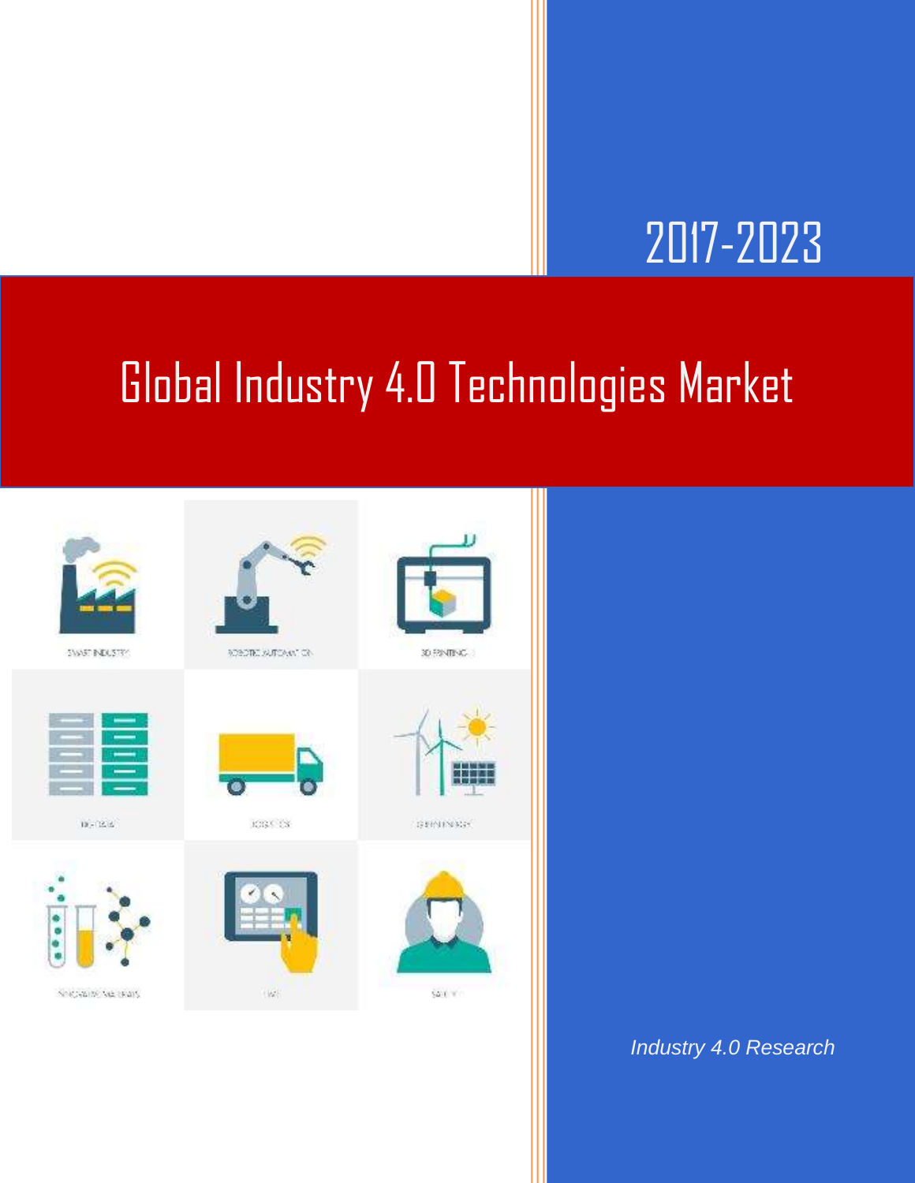2017-2023

# Global Industry 4.0 Technologies Market

*Industry 4.0 Research*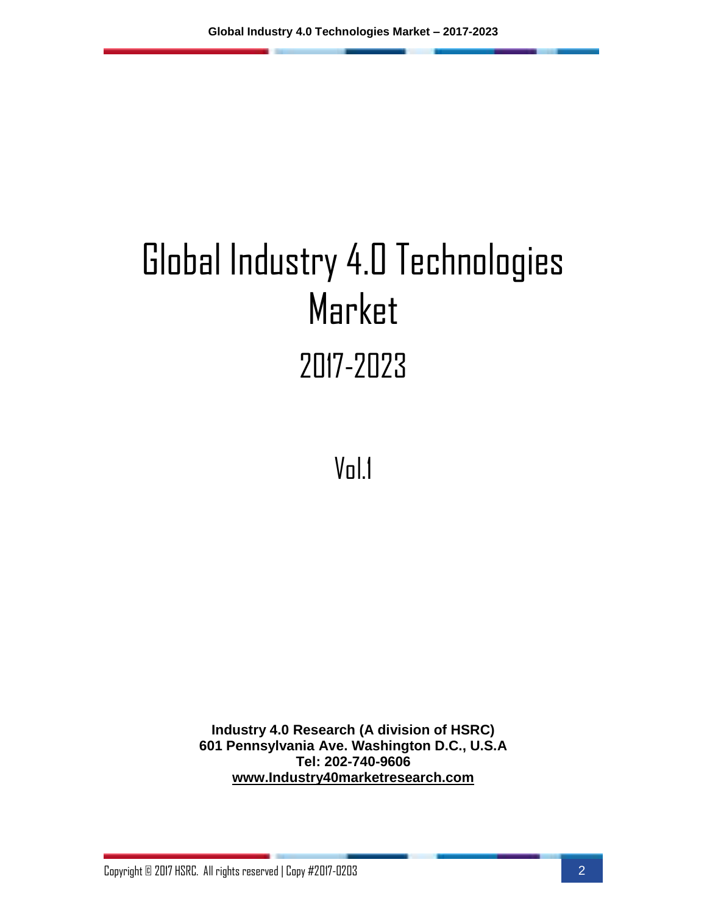# Global Industry 4.0 Technologies Market

## 2017-2023

## Vol.1

**Industry 4.0 Research (A division of HSRC)**
**601 Pennsylvania Ave. Washington D.C., U.S.A**
**Tel: 202-740-9606**
**www.Industry40marketresearch.com**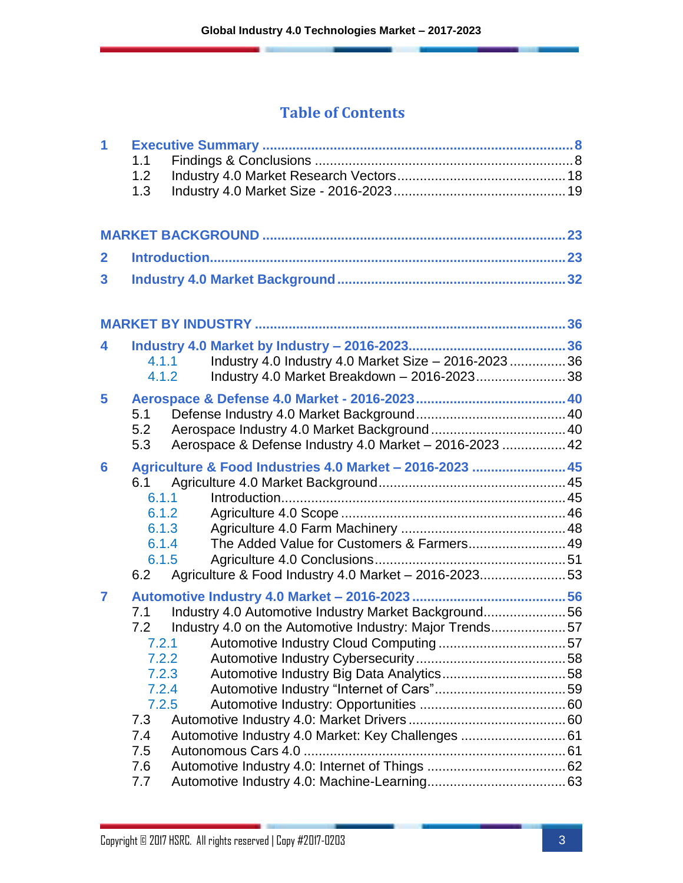# Table of Contents

**1 Executive Summary** ... 8
- 1.1 Findings & Conclusions ... 8
- 1.2 Industry 4.0 Market Research Vectors ... 18
- 1.3 Industry 4.0 Market Size - 2016-2023 ... 19

**MARKET BACKGROUND** ... 23

**2 Introduction** ... 23

**3 Industry 4.0 Market Background** ... 32

**MARKET BY INDUSTRY** ... 36

**4 Industry 4.0 Market by Industry – 2016-2023** ... 36
- 4.1.1 Industry 4.0 Industry 4.0 Market Size – 2016-2023 ... 36
- 4.1.2 Industry 4.0 Market Breakdown – 2016-2023 ... 38

**5 Aerospace & Defense 4.0 Market - 2016-2023** ... 40
- 5.1 Defense Industry 4.0 Market Background ... 40
- 5.2 Aerospace Industry 4.0 Market Background ... 40
- 5.3 Aerospace & Defense Industry 4.0 Market – 2016-2023 ... 42

**6 Agriculture & Food Industries 4.0 Market – 2016-2023** ... 45
- 6.1 Agriculture 4.0 Market Background ... 45
  - 6.1.1 Introduction ... 45
  - 6.1.2 Agriculture 4.0 Scope ... 46
  - 6.1.3 Agriculture 4.0 Farm Machinery ... 48
  - 6.1.4 The Added Value for Customers & Farmers ... 49
  - 6.1.5 Agriculture 4.0 Conclusions ... 51
- 6.2 Agriculture & Food Industry 4.0 Market – 2016-2023 ... 53

**7 Automotive Industry 4.0 Market – 2016-2023** ... 56
- 7.1 Industry 4.0 Automotive Industry Market Background ... 56
- 7.2 Industry 4.0 on the Automotive Industry: Major Trends ... 57
  - 7.2.1 Automotive Industry Cloud Computing ... 57
  - 7.2.2 Automotive Industry Cybersecurity ... 58
  - 7.2.3 Automotive Industry Big Data Analytics ... 58
  - 7.2.4 Automotive Industry “Internet of Cars” ... 59
  - 7.2.5 Automotive Industry: Opportunities ... 60
- 7.3 Automotive Industry 4.0: Market Drivers ... 60
- 7.4 Automotive Industry 4.0 Market: Key Challenges ... 61
- 7.5 Autonomous Cars 4.0 ... 61
- 7.6 Automotive Industry 4.0: Internet of Things ... 62
- 7.7 Automotive Industry 4.0: Machine-Learning ... 63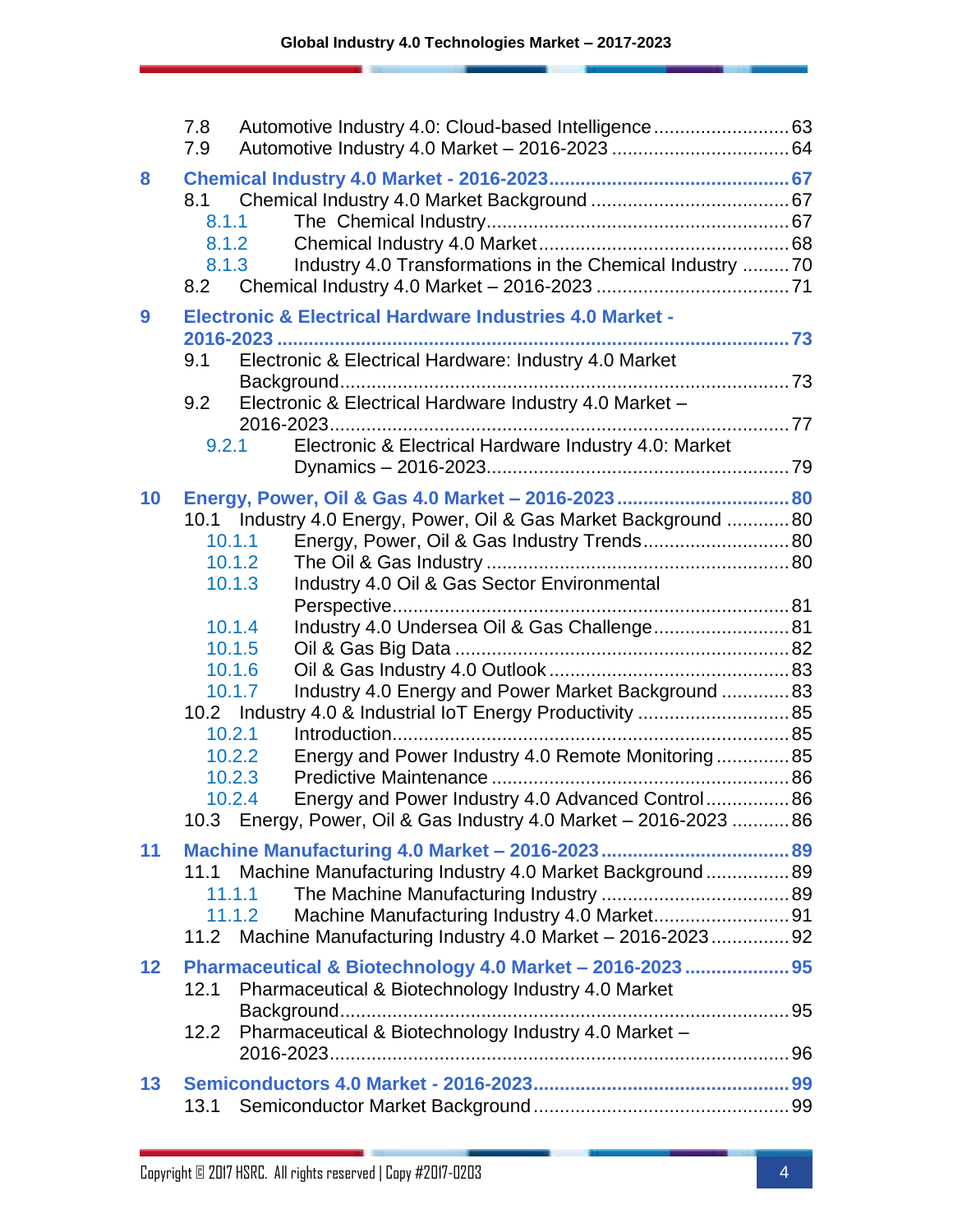7.8 Automotive Industry 4.0: Cloud-based Intelligence .......................... 63
7.9 Automotive Industry 4.0 Market – 2016-2023 .................................. 64

**8 Chemical Industry 4.0 Market - 2016-2023 ............................................ 67**

8.1 Chemical Industry 4.0 Market Background ...................................... 67
8.1.1 The Chemical Industry ........................................................... 67
8.1.2 Chemical Industry 4.0 Market ................................................ 68
8.1.3 Industry 4.0 Transformations in the Chemical Industry ......... 70
8.2 Chemical Industry 4.0 Market – 2016-2023 .................................... 71

**9 Electronic & Electrical Hardware Industries 4.0 Market - 2016-2023 ................................................................................................ 73**

9.1 Electronic & Electrical Hardware: Industry 4.0 Market Background ..................................................................................... 73
9.2 Electronic & Electrical Hardware Industry 4.0 Market – 2016-2023 ........................................................................................ 77
9.2.1 Electronic & Electrical Hardware Industry 4.0: Market Dynamics – 2016-2023 .......................................................... 79

**10 Energy, Power, Oil & Gas 4.0 Market – 2016-2023 ................................ 80**

10.1 Industry 4.0 Energy, Power, Oil & Gas Market Background ............ 80
10.1.1 Energy, Power, Oil & Gas Industry Trends ............................ 80
10.1.2 The Oil & Gas Industry ......................................................... 80
10.1.3 Industry 4.0 Oil & Gas Sector Environmental Perspective ........................................................................... 81
10.1.4 Industry 4.0 Undersea Oil & Gas Challenge .......................... 81
10.1.5 Oil & Gas Big Data ................................................................ 82
10.1.6 Oil & Gas Industry 4.0 Outlook .............................................. 83
10.1.7 Industry 4.0 Energy and Power Market Background ............. 83
10.2 Industry 4.0 & Industrial IoT Energy Productivity ............................ 85
10.2.1 Introduction ........................................................................... 85
10.2.2 Energy and Power Industry 4.0 Remote Monitoring .............. 85
10.2.3 Predictive Maintenance ........................................................ 86
10.2.4 Energy and Power Industry 4.0 Advanced Control ................ 86
10.3 Energy, Power, Oil & Gas Industry 4.0 Market – 2016-2023 ........... 86

**11 Machine Manufacturing 4.0 Market – 2016-2023 .................................... 89**

11.1 Machine Manufacturing Industry 4.0 Market Background ................ 89
11.1.1 The Machine Manufacturing Industry .................................... 89
11.1.2 Machine Manufacturing Industry 4.0 Market .......................... 91
11.2 Machine Manufacturing Industry 4.0 Market – 2016-2023 ............... 92

**12 Pharmaceutical & Biotechnology 4.0 Market – 2016-2023 .................... 95**

12.1 Pharmaceutical & Biotechnology Industry 4.0 Market Background ..................................................................................... 95
12.2 Pharmaceutical & Biotechnology Industry 4.0 Market – 2016-2023 ....................................................................................... 96

**13 Semiconductors 4.0 Market - 2016-2023 ................................................ 99**

13.1 Semiconductor Market Background ................................................. 99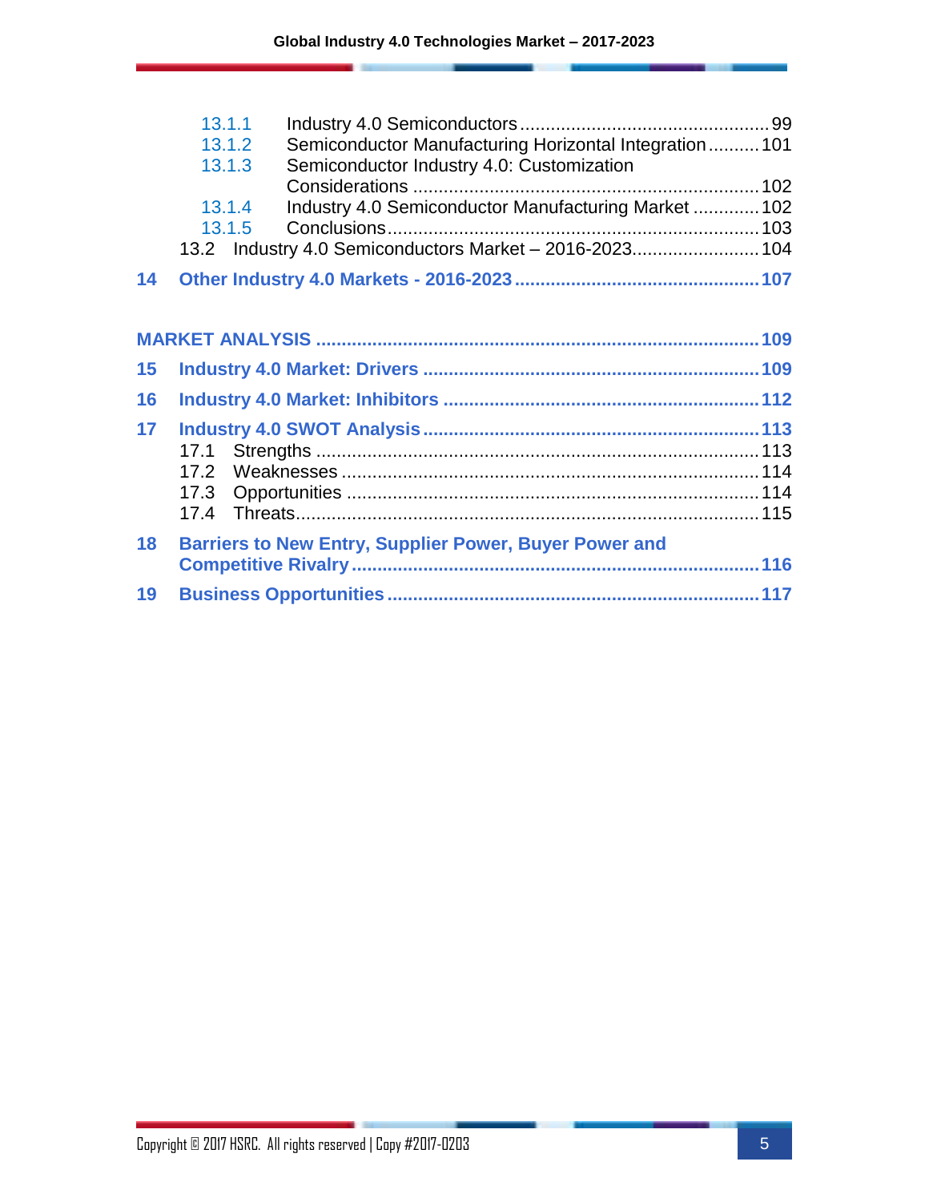- 13.1.1 Industry 4.0 Semiconductors ........................................ 99
- 13.1.2 Semiconductor Manufacturing Horizontal Integration .......... 101
- 13.1.3 Semiconductor Industry 4.0: Customization Considerations ........................................ 102
- 13.1.4 Industry 4.0 Semiconductor Manufacturing Market ............. 102
- 13.1.5 Conclusions ........................................ 103

13.2 Industry 4.0 Semiconductors Market – 2016-2023 ........................ 104

**14 Other Industry 4.0 Markets - 2016-2023 ........................................ 107**

**MARKET ANALYSIS ........................................ 109**

**15 Industry 4.0 Market: Drivers ........................................ 109**

**16 Industry 4.0 Market: Inhibitors ........................................ 112**

**17 Industry 4.0 SWOT Analysis ........................................ 113**

- 17.1 Strengths ........................................ 113
- 17.2 Weaknesses ........................................ 114
- 17.3 Opportunities ........................................ 114
- 17.4 Threats ........................................ 115

**18 Barriers to New Entry, Supplier Power, Buyer Power and Competitive Rivalry ........................................ 116**

**19 Business Opportunities ........................................ 117**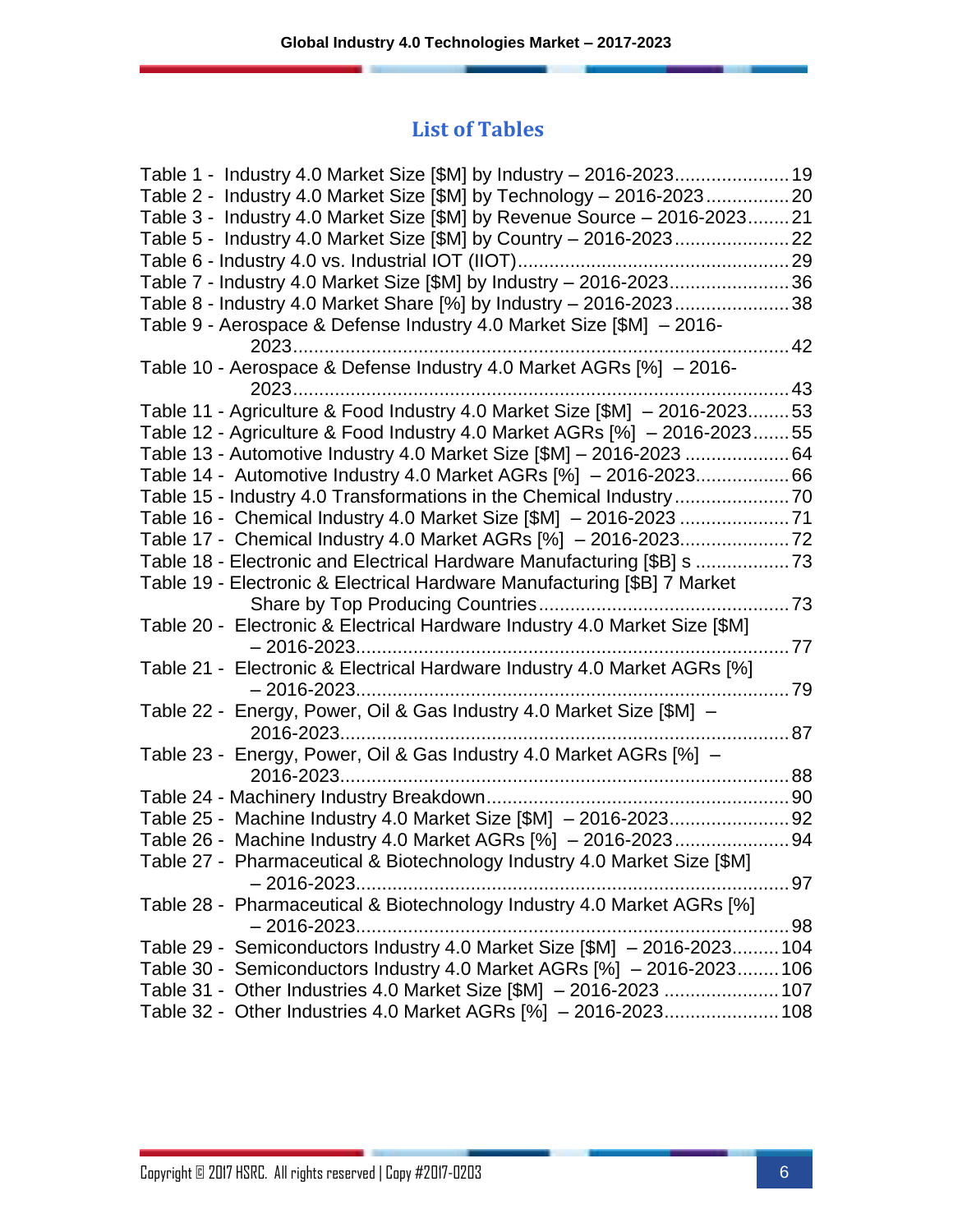## List of Tables

Table 1 - Industry 4.0 Market Size [$M] by Industry – 2016-2023 ...................... 19
Table 2 - Industry 4.0 Market Size [$M] by Technology – 2016-2023 ................ 20
Table 3 - Industry 4.0 Market Size [$M] by Revenue Source – 2016-2023 ........ 21
Table 5 - Industry 4.0 Market Size [$M] by Country – 2016-2023 ...................... 22
Table 6 - Industry 4.0 vs. Industrial IOT (IIOT) .................................................... 29
Table 7 - Industry 4.0 Market Size [$M] by Industry – 2016-2023 ....................... 36
Table 8 - Industry 4.0 Market Share [%] by Industry – 2016-2023 ...................... 38
Table 9 - Aerospace & Defense Industry 4.0 Market Size [$M] – 2016-2023 ........................................................................................ 42
Table 10 - Aerospace & Defense Industry 4.0 Market AGRs [%] – 2016-2023 ........................................................................................ 43
Table 11 - Agriculture & Food Industry 4.0 Market Size [$M] – 2016-2023 ........ 53
Table 12 - Agriculture & Food Industry 4.0 Market AGRs [%] – 2016-2023 ....... 55
Table 13 - Automotive Industry 4.0 Market Size [$M] – 2016-2023 .................... 64
Table 14 - Automotive Industry 4.0 Market AGRs [%] – 2016-2023 ................. 66
Table 15 - Industry 4.0 Transformations in the Chemical Industry ...................... 70
Table 16 - Chemical Industry 4.0 Market Size [$M] – 2016-2023 ..................... 71
Table 17 - Chemical Industry 4.0 Market AGRs [%] – 2016-2023 ..................... 72
Table 18 - Electronic and Electrical Hardware Manufacturing [$B] s .................. 73
Table 19 - Electronic & Electrical Hardware Manufacturing [$B] 7 Market Share by Top Producing Countries ................................................ 73
Table 20 - Electronic & Electrical Hardware Industry 4.0 Market Size [$M] – 2016-2023 .................................................................................. 77
Table 21 - Electronic & Electrical Hardware Industry 4.0 Market AGRs [%] – 2016-2023 .................................................................................. 79
Table 22 - Energy, Power, Oil & Gas Industry 4.0 Market Size [$M] – 2016-2023 ..................................................................................... 87
Table 23 - Energy, Power, Oil & Gas Industry 4.0 Market AGRs [%] – 2016-2023 ..................................................................................... 88
Table 24 - Machinery Industry Breakdown ......................................................... 90
Table 25 - Machine Industry 4.0 Market Size [$M] – 2016-2023 ....................... 92
Table 26 - Machine Industry 4.0 Market AGRs [%] – 2016-2023 ...................... 94
Table 27 - Pharmaceutical & Biotechnology Industry 4.0 Market Size [$M] – 2016-2023 .................................................................................. 97
Table 28 - Pharmaceutical & Biotechnology Industry 4.0 Market AGRs [%] – 2016-2023 .................................................................................. 98
Table 29 - Semiconductors Industry 4.0 Market Size [$M] – 2016-2023 ......... 104
Table 30 - Semiconductors Industry 4.0 Market AGRs [%] – 2016-2023 ......... 106
Table 31 - Other Industries 4.0 Market Size [$M] – 2016-2023 ...................... 107
Table 32 - Other Industries 4.0 Market AGRs [%] – 2016-2023 ...................... 108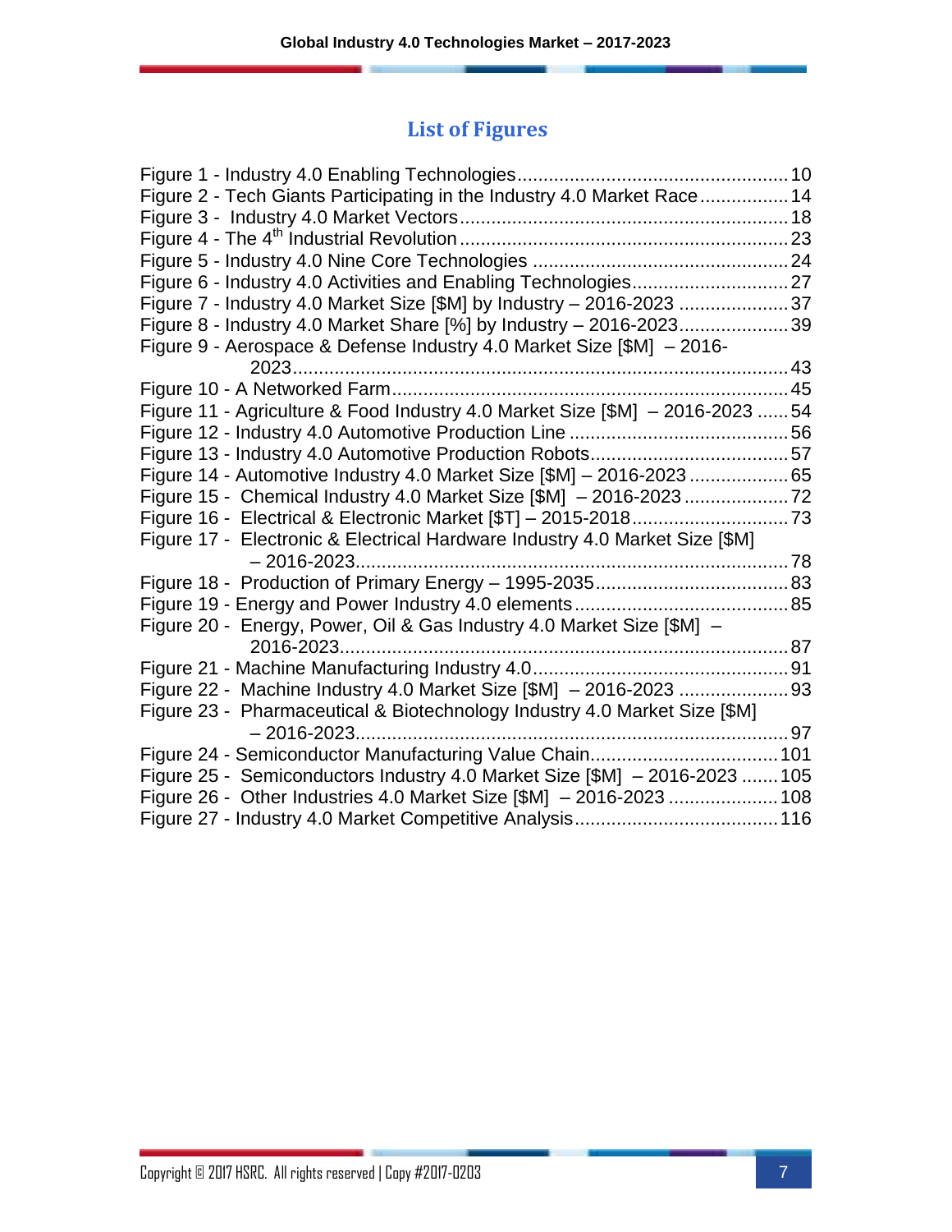## List of Figures

Figure 1 - Industry 4.0 Enabling Technologies .................................................... 10
Figure 2 - Tech Giants Participating in the Industry 4.0 Market Race ................. 14
Figure 3 - Industry 4.0 Market Vectors .............................................................. 18
Figure 4 - The 4th Industrial Revolution ............................................................. 23
Figure 5 - Industry 4.0 Nine Core Technologies ................................................ 24
Figure 6 - Industry 4.0 Activities and Enabling Technologies .............................. 27
Figure 7 - Industry 4.0 Market Size [$M] by Industry – 2016-2023 ..................... 37
Figure 8 - Industry 4.0 Market Share [%] by Industry – 2016-2023 ..................... 39
Figure 9 - Aerospace & Defense Industry 4.0 Market Size [$M] – 2016-2023 ..... 43
Figure 10 - A Networked Farm ........................................................................... 45
Figure 11 - Agriculture & Food Industry 4.0 Market Size [$M] – 2016-2023 ...... 54
Figure 12 - Industry 4.0 Automotive Production Line ......................................... 56
Figure 13 - Industry 4.0 Automotive Production Robots ..................................... 57
Figure 14 - Automotive Industry 4.0 Market Size [$M] – 2016-2023 ................... 65
Figure 15 - Chemical Industry 4.0 Market Size [$M] – 2016-2023 ...................... 72
Figure 16 - Electrical & Electronic Market [$T] – 2015-2018 ............................. 73
Figure 17 - Electronic & Electrical Hardware Industry 4.0 Market Size [$M] – 2016-2023 ..... 78
Figure 18 - Production of Primary Energy – 1995-2035 ...................................... 83
Figure 19 - Energy and Power Industry 4.0 elements .......................................... 85
Figure 20 - Energy, Power, Oil & Gas Industry 4.0 Market Size [$M] – 2016-2023 ..... 87
Figure 21 - Machine Manufacturing Industry 4.0 ................................................. 91
Figure 22 - Machine Industry 4.0 Market Size [$M] – 2016-2023 ........................ 93
Figure 23 - Pharmaceutical & Biotechnology Industry 4.0 Market Size [$M] – 2016-2023 ..... 97
Figure 24 - Semiconductor Manufacturing Value Chain ..................................... 101
Figure 25 - Semiconductors Industry 4.0 Market Size [$M] – 2016-2023 ........... 105
Figure 26 - Other Industries 4.0 Market Size [$M] – 2016-2023 ........................ 108
Figure 27 - Industry 4.0 Market Competitive Analysis ....................................... 116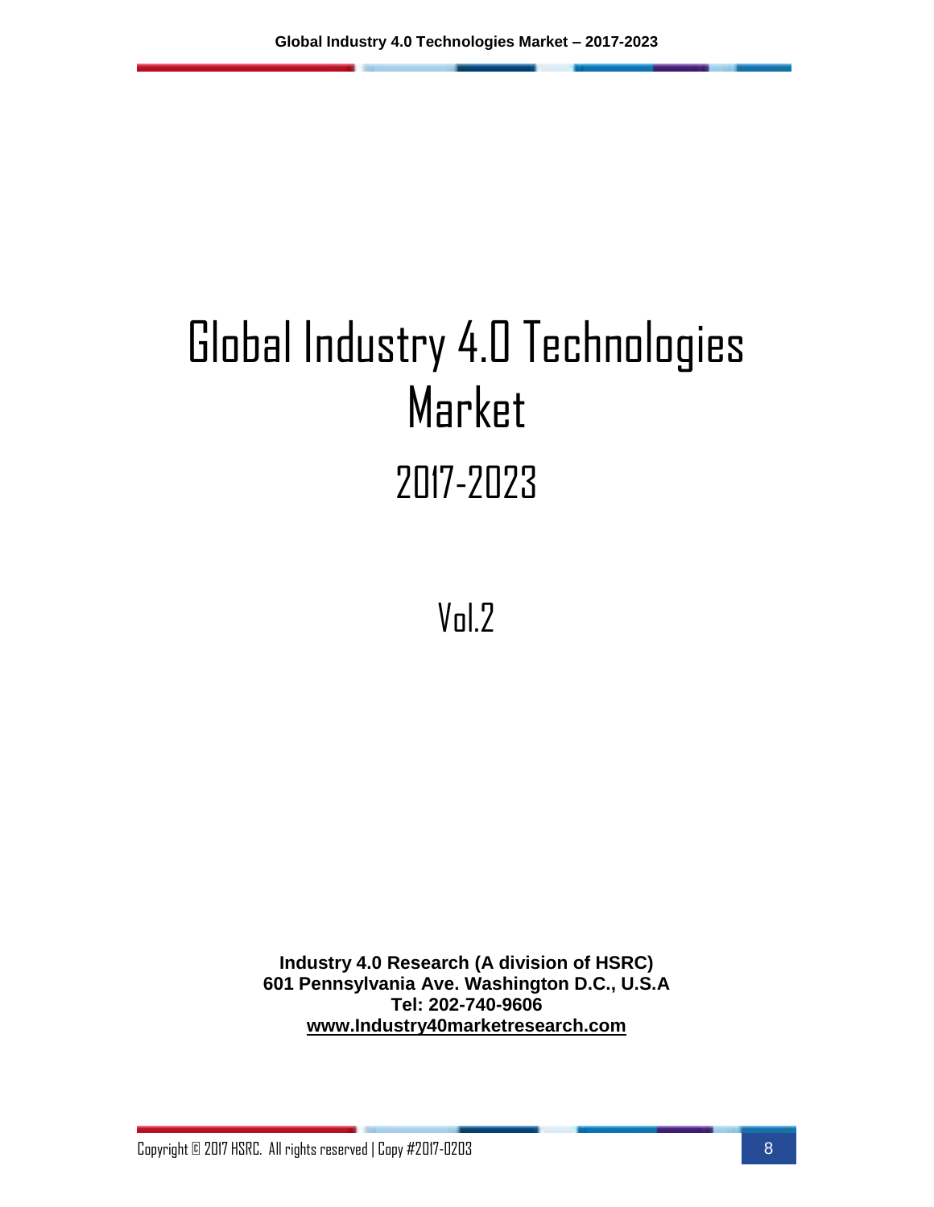# Global Industry 4.0 Technologies Market

## 2017-2023

## Vol.2

**Industry 4.0 Research (A division of HSRC)**
**601 Pennsylvania Ave. Washington D.C., U.S.A**
**Tel: 202-740-9606**
**www.Industry40marketresearch.com**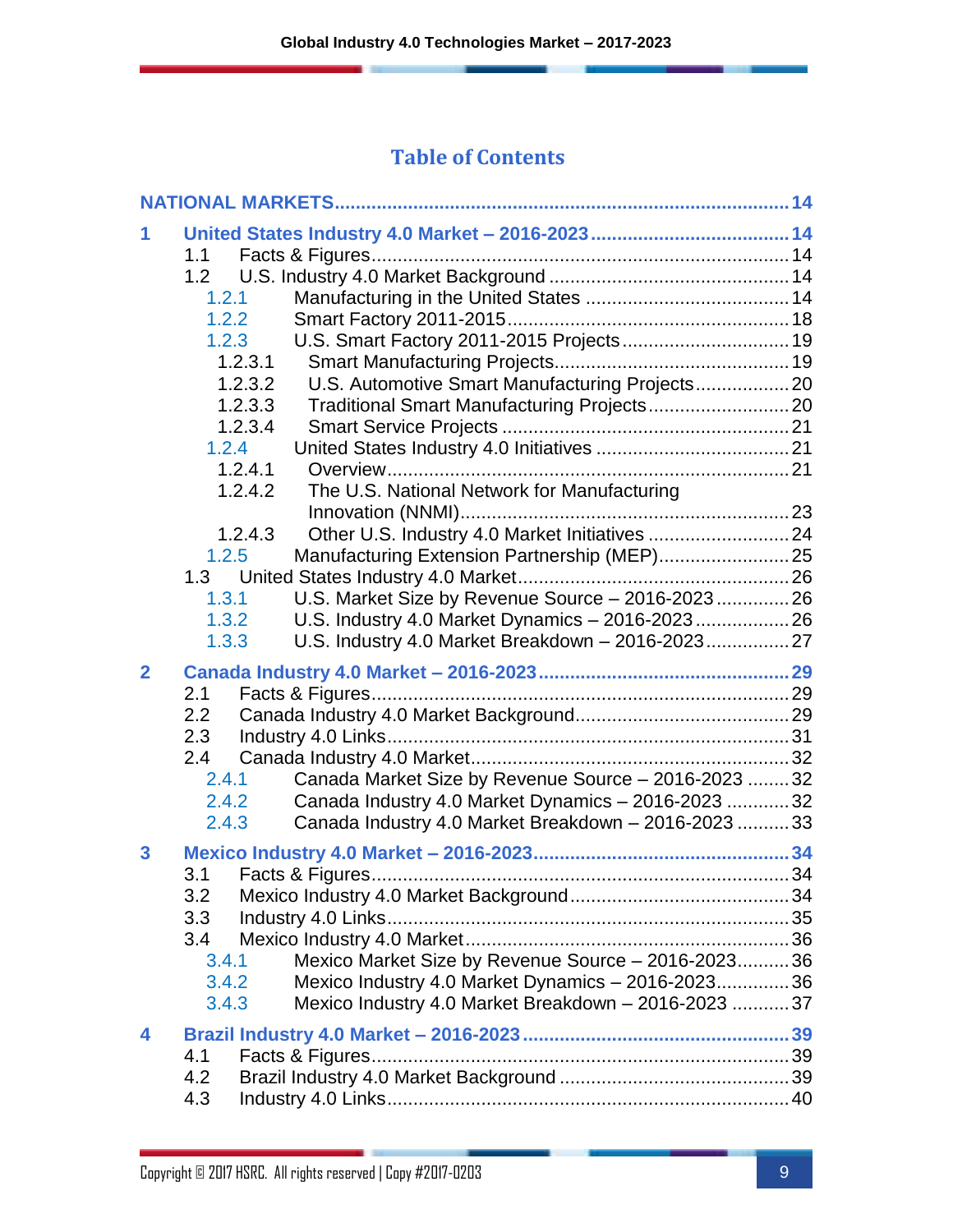# Table of Contents

NATIONAL MARKETS ..... 14

1 United States Industry 4.0 Market – 2016-2023 ..... 14
- 1.1 Facts & Figures ..... 14
- 1.2 U.S. Industry 4.0 Market Background ..... 14
  - 1.2.1 Manufacturing in the United States ..... 14
  - 1.2.2 Smart Factory 2011-2015 ..... 18
  - 1.2.3 U.S. Smart Factory 2011-2015 Projects ..... 19
    - 1.2.3.1 Smart Manufacturing Projects ..... 19
    - 1.2.3.2 U.S. Automotive Smart Manufacturing Projects ..... 20
    - 1.2.3.3 Traditional Smart Manufacturing Projects ..... 20
    - 1.2.3.4 Smart Service Projects ..... 21
  - 1.2.4 United States Industry 4.0 Initiatives ..... 21
    - 1.2.4.1 Overview ..... 21
    - 1.2.4.2 The U.S. National Network for Manufacturing Innovation (NNMI) ..... 23
    - 1.2.4.3 Other U.S. Industry 4.0 Market Initiatives ..... 24
  - 1.2.5 Manufacturing Extension Partnership (MEP) ..... 25
- 1.3 United States Industry 4.0 Market ..... 26
  - 1.3.1 U.S. Market Size by Revenue Source – 2016-2023 ..... 26
  - 1.3.2 U.S. Industry 4.0 Market Dynamics – 2016-2023 ..... 26
  - 1.3.3 U.S. Industry 4.0 Market Breakdown – 2016-2023 ..... 27

2 Canada Industry 4.0 Market – 2016-2023 ..... 29
- 2.1 Facts & Figures ..... 29
- 2.2 Canada Industry 4.0 Market Background ..... 29
- 2.3 Industry 4.0 Links ..... 31
- 2.4 Canada Industry 4.0 Market ..... 32
  - 2.4.1 Canada Market Size by Revenue Source – 2016-2023 ..... 32
  - 2.4.2 Canada Industry 4.0 Market Dynamics – 2016-2023 ..... 32
  - 2.4.3 Canada Industry 4.0 Market Breakdown – 2016-2023 ..... 33

3 Mexico Industry 4.0 Market – 2016-2023 ..... 34
- 3.1 Facts & Figures ..... 34
- 3.2 Mexico Industry 4.0 Market Background ..... 34
- 3.3 Industry 4.0 Links ..... 35
- 3.4 Mexico Industry 4.0 Market ..... 36
  - 3.4.1 Mexico Market Size by Revenue Source – 2016-2023 ..... 36
  - 3.4.2 Mexico Industry 4.0 Market Dynamics – 2016-2023 ..... 36
  - 3.4.3 Mexico Industry 4.0 Market Breakdown – 2016-2023 ..... 37

4 Brazil Industry 4.0 Market – 2016-2023 ..... 39
- 4.1 Facts & Figures ..... 39
- 4.2 Brazil Industry 4.0 Market Background ..... 39
- 4.3 Industry 4.0 Links ..... 40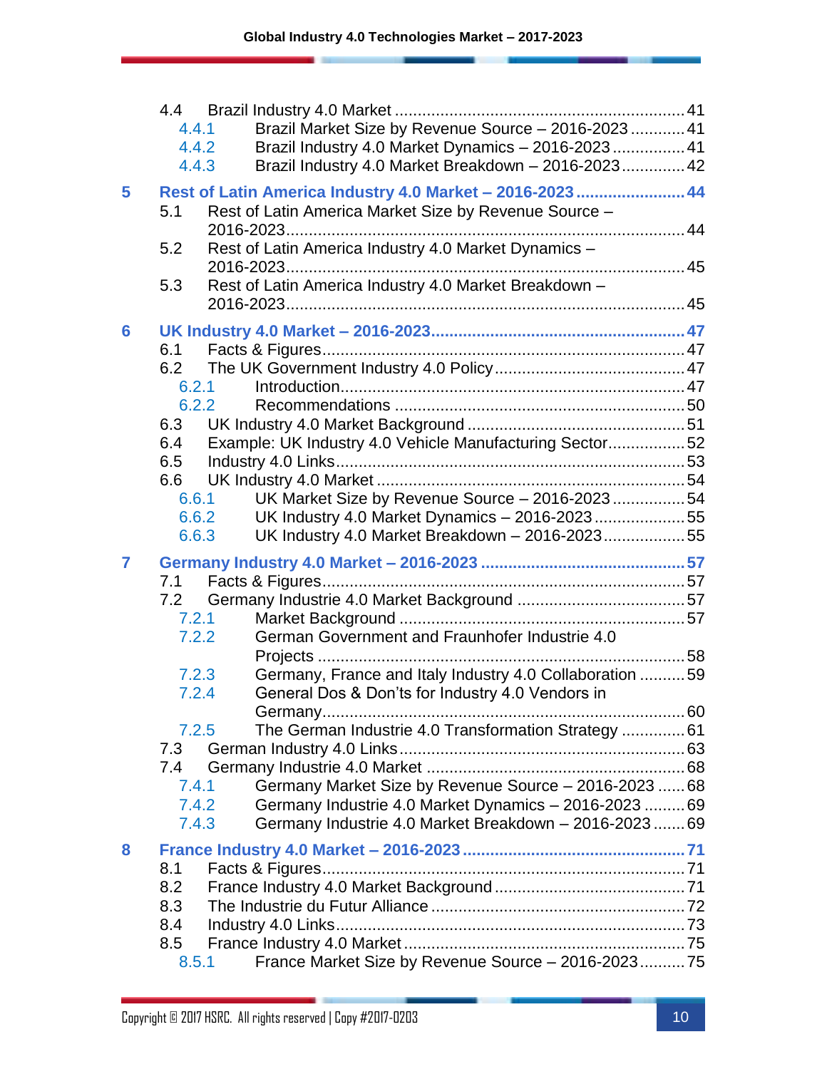- 4.4 Brazil Industry 4.0 Market ........ 41
  - 4.4.1 Brazil Market Size by Revenue Source – 2016-2023 ........ 41
  - 4.4.2 Brazil Industry 4.0 Market Dynamics – 2016-2023 ........ 41
  - 4.4.3 Brazil Industry 4.0 Market Breakdown – 2016-2023 ........ 42

**5 Rest of Latin America Industry 4.0 Market – 2016-2023 ........ 44**

- 5.1 Rest of Latin America Market Size by Revenue Source – 2016-2023 ........ 44
- 5.2 Rest of Latin America Industry 4.0 Market Dynamics – 2016-2023 ........ 45
- 5.3 Rest of Latin America Industry 4.0 Market Breakdown – 2016-2023 ........ 45

**6 UK Industry 4.0 Market – 2016-2023 ........ 47**

- 6.1 Facts & Figures ........ 47
- 6.2 The UK Government Industry 4.0 Policy ........ 47
  - 6.2.1 Introduction ........ 47
  - 6.2.2 Recommendations ........ 50
- 6.3 UK Industry 4.0 Market Background ........ 51
- 6.4 Example: UK Industry 4.0 Vehicle Manufacturing Sector ........ 52
- 6.5 Industry 4.0 Links ........ 53
- 6.6 UK Industry 4.0 Market ........ 54
  - 6.6.1 UK Market Size by Revenue Source – 2016-2023 ........ 54
  - 6.6.2 UK Industry 4.0 Market Dynamics – 2016-2023 ........ 55
  - 6.6.3 UK Industry 4.0 Market Breakdown – 2016-2023 ........ 55

**7 Germany Industry 4.0 Market – 2016-2023 ........ 57**

- 7.1 Facts & Figures ........ 57
- 7.2 Germany Industrie 4.0 Market Background ........ 57
  - 7.2.1 Market Background ........ 57
  - 7.2.2 German Government and Fraunhofer Industrie 4.0 Projects ........ 58
  - 7.2.3 Germany, France and Italy Industry 4.0 Collaboration ........ 59
  - 7.2.4 General Dos & Don'ts for Industry 4.0 Vendors in Germany ........ 60
  - 7.2.5 The German Industrie 4.0 Transformation Strategy ........ 61
- 7.3 German Industry 4.0 Links ........ 63
- 7.4 Germany Industrie 4.0 Market ........ 68
  - 7.4.1 Germany Market Size by Revenue Source – 2016-2023 ........ 68
  - 7.4.2 Germany Industrie 4.0 Market Dynamics – 2016-2023 ........ 69
  - 7.4.3 Germany Industrie 4.0 Market Breakdown – 2016-2023 ........ 69

**8 France Industry 4.0 Market – 2016-2023 ........ 71**

- 8.1 Facts & Figures ........ 71
- 8.2 France Industry 4.0 Market Background ........ 71
- 8.3 The Industrie du Futur Alliance ........ 72
- 8.4 Industry 4.0 Links ........ 73
- 8.5 France Industry 4.0 Market ........ 75
  - 8.5.1 France Market Size by Revenue Source – 2016-2023 ........ 75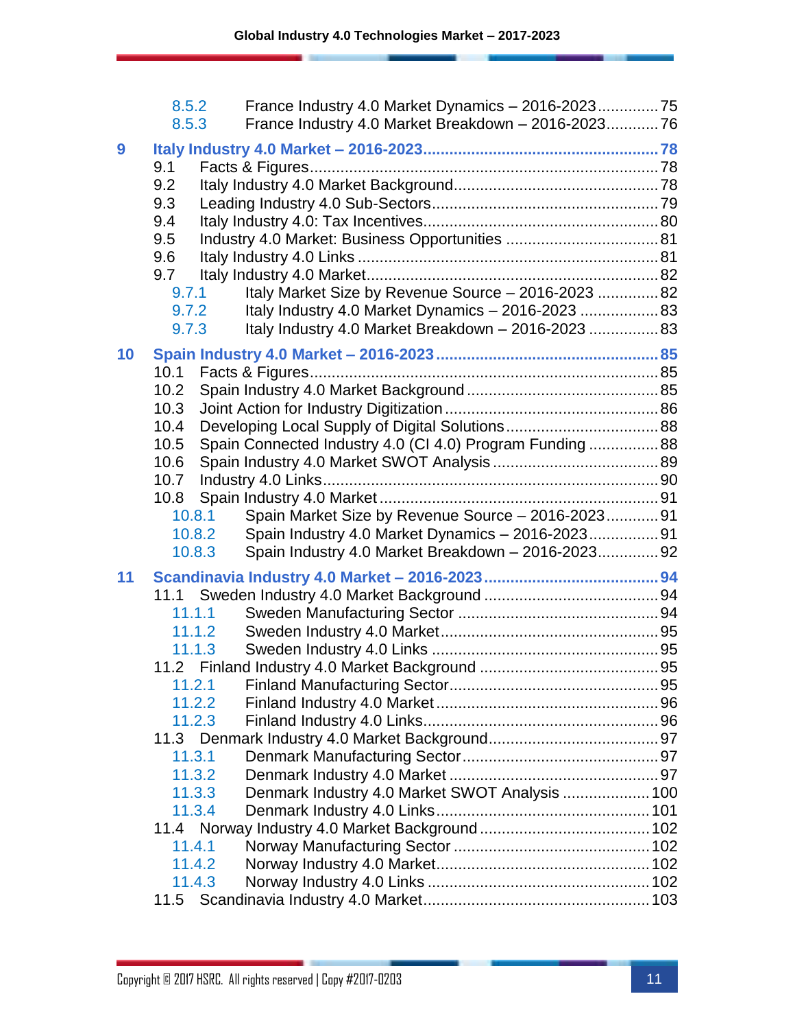8.5.2 France Industry 4.0 Market Dynamics – 2016-2023 .............. 75
8.5.3 France Industry 4.0 Market Breakdown – 2016-2023 ............ 76

**9 Italy Industry 4.0 Market – 2016-2023 ..................................................... 78**

9.1 Facts & Figures ............................................................................... 78
9.2 Italy Industry 4.0 Market Background ............................................... 78
9.3 Leading Industry 4.0 Sub-Sectors .................................................... 79
9.4 Italy Industry 4.0: Tax Incentives ..................................................... 80
9.5 Industry 4.0 Market: Business Opportunities .................................... 81
9.6 Italy Industry 4.0 Links ..................................................................... 81
9.7 Italy Industry 4.0 Market .................................................................. 82
9.7.1 Italy Market Size by Revenue Source – 2016-2023 .............. 82
9.7.2 Italy Industry 4.0 Market Dynamics – 2016-2023 .................. 83
9.7.3 Italy Industry 4.0 Market Breakdown – 2016-2023 ................ 83

**10 Spain Industry 4.0 Market – 2016-2023 .................................................. 85**

10.1 Facts & Figures ............................................................................... 85
10.2 Spain Industry 4.0 Market Background ............................................ 85
10.3 Joint Action for Industry Digitization ................................................ 86
10.4 Developing Local Supply of Digital Solutions .................................... 88
10.5 Spain Connected Industry 4.0 (CI 4.0) Program Funding ................ 88
10.6 Spain Industry 4.0 Market SWOT Analysis ...................................... 89
10.7 Industry 4.0 Links ............................................................................. 90
10.8 Spain Industry 4.0 Market ................................................................ 91
10.8.1 Spain Market Size by Revenue Source – 2016-2023 ............ 91
10.8.2 Spain Industry 4.0 Market Dynamics – 2016-2023 ................ 91
10.8.3 Spain Industry 4.0 Market Breakdown – 2016-2023 .............. 92

**11 Scandinavia Industry 4.0 Market – 2016-2023 ........................................ 94**

11.1 Sweden Industry 4.0 Market Background ........................................ 94
11.1.1 Sweden Manufacturing Sector ............................................. 94
11.1.2 Sweden Industry 4.0 Market .................................................. 95
11.1.3 Sweden Industry 4.0 Links .................................................... 95
11.2 Finland Industry 4.0 Market Background ......................................... 95
11.2.1 Finland Manufacturing Sector ................................................ 95
11.2.2 Finland Industry 4.0 Market ................................................... 96
11.2.3 Finland Industry 4.0 Links ..................................................... 96
11.3 Denmark Industry 4.0 Market Background ....................................... 97
11.3.1 Denmark Manufacturing Sector ............................................. 97
11.3.2 Denmark Industry 4.0 Market ................................................ 97
11.3.3 Denmark Industry 4.0 Market SWOT Analysis .................... 100
11.3.4 Denmark Industry 4.0 Links ................................................. 101
11.4 Norway Industry 4.0 Market Background ....................................... 102
11.4.1 Norway Manufacturing Sector ............................................. 102
11.4.2 Norway Industry 4.0 Market ................................................. 102
11.4.3 Norway Industry 4.0 Links ................................................... 102
11.5 Scandinavia Industry 4.0 Market .................................................... 103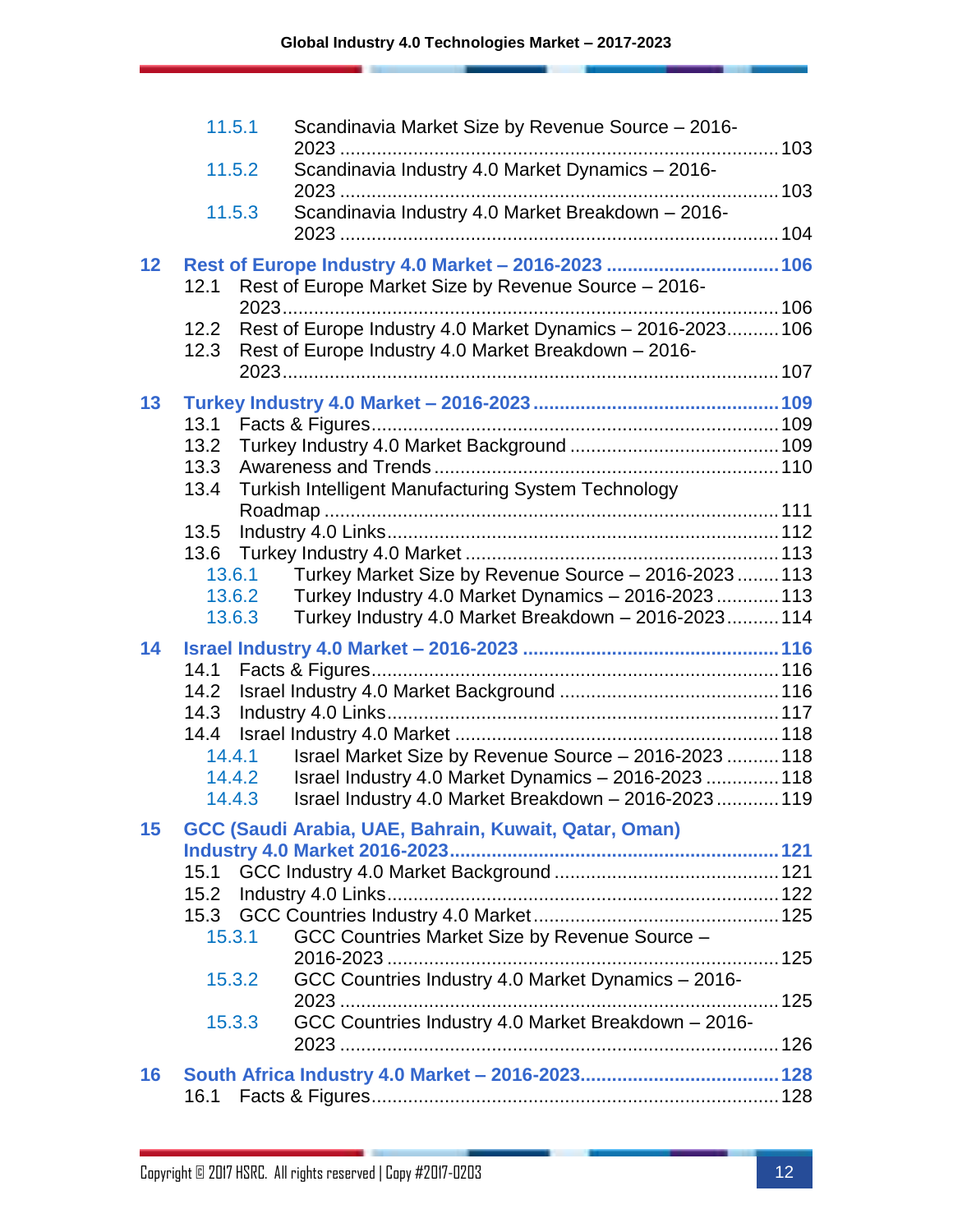- 11.5.1 Scandinavia Market Size by Revenue Source – 2016-2023 ........ 103
- 11.5.2 Scandinavia Industry 4.0 Market Dynamics – 2016-2023 ........ 103
- 11.5.3 Scandinavia Industry 4.0 Market Breakdown – 2016-2023 ........ 104

**12 Rest of Europe Industry 4.0 Market – 2016-2023 ........ 106**

- 12.1 Rest of Europe Market Size by Revenue Source – 2016-2023 ........ 106
- 12.2 Rest of Europe Industry 4.0 Market Dynamics – 2016-2023 ........ 106
- 12.3 Rest of Europe Industry 4.0 Market Breakdown – 2016-2023 ........ 107

**13 Turkey Industry 4.0 Market – 2016-2023 ........ 109**

- 13.1 Facts & Figures ........ 109
- 13.2 Turkey Industry 4.0 Market Background ........ 109
- 13.3 Awareness and Trends ........ 110
- 13.4 Turkish Intelligent Manufacturing System Technology Roadmap ........ 111
- 13.5 Industry 4.0 Links ........ 112
- 13.6 Turkey Industry 4.0 Market ........ 113
  - 13.6.1 Turkey Market Size by Revenue Source – 2016-2023 ........ 113
  - 13.6.2 Turkey Industry 4.0 Market Dynamics – 2016-2023 ........ 113
  - 13.6.3 Turkey Industry 4.0 Market Breakdown – 2016-2023 ........ 114

**14 Israel Industry 4.0 Market – 2016-2023 ........ 116**

- 14.1 Facts & Figures ........ 116
- 14.2 Israel Industry 4.0 Market Background ........ 116
- 14.3 Industry 4.0 Links ........ 117
- 14.4 Israel Industry 4.0 Market ........ 118
  - 14.4.1 Israel Market Size by Revenue Source – 2016-2023 ........ 118
  - 14.4.2 Israel Industry 4.0 Market Dynamics – 2016-2023 ........ 118
  - 14.4.3 Israel Industry 4.0 Market Breakdown – 2016-2023 ........ 119

**15 GCC (Saudi Arabia, UAE, Bahrain, Kuwait, Qatar, Oman) Industry 4.0 Market 2016-2023 ........ 121**

- 15.1 GCC Industry 4.0 Market Background ........ 121
- 15.2 Industry 4.0 Links ........ 122
- 15.3 GCC Countries Industry 4.0 Market ........ 125
  - 15.3.1 GCC Countries Market Size by Revenue Source – 2016-2023 ........ 125
  - 15.3.2 GCC Countries Industry 4.0 Market Dynamics – 2016-2023 ........ 125
  - 15.3.3 GCC Countries Industry 4.0 Market Breakdown – 2016-2023 ........ 126

**16 South Africa Industry 4.0 Market – 2016-2023 ........ 128**

- 16.1 Facts & Figures ........ 128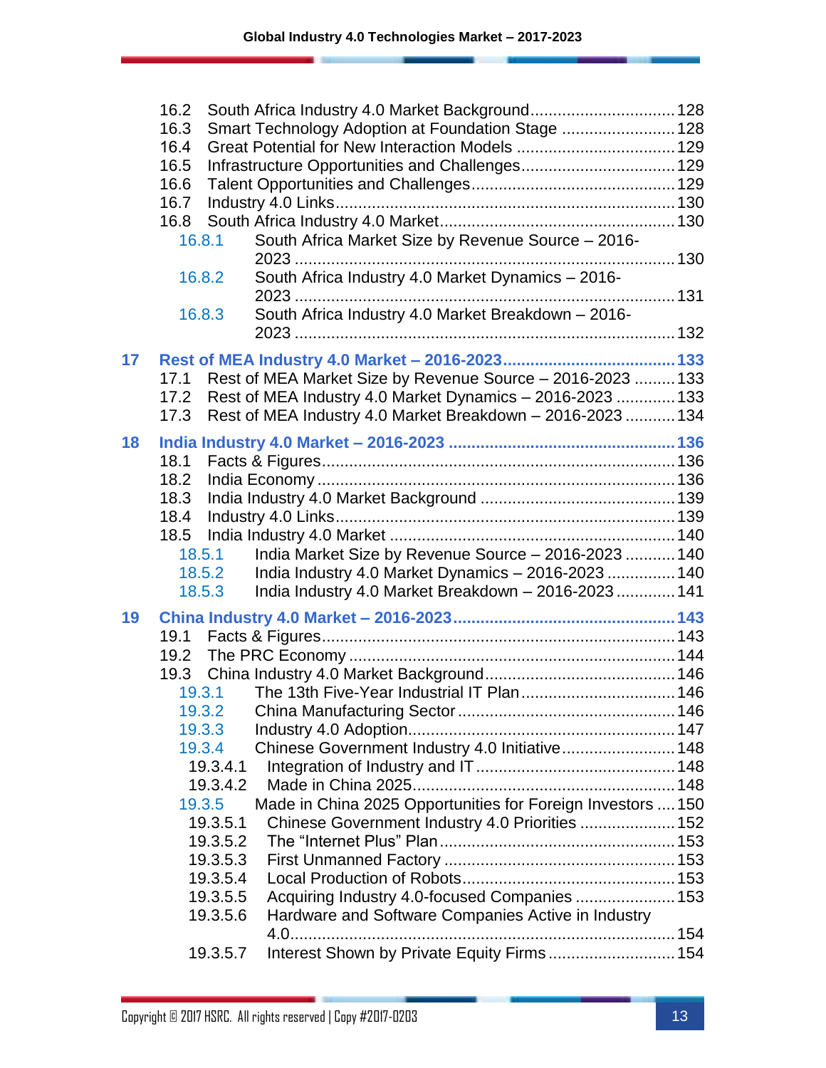16.2 South Africa Industry 4.0 Market Background ................................ 128
16.3 Smart Technology Adoption at Foundation Stage ......................... 128
16.4 Great Potential for New Interaction Models .................................. 129
16.5 Infrastructure Opportunities and Challenges.................................. 129
16.6 Talent Opportunities and Challenges............................................. 129
16.7 Industry 4.0 Links.......................................................................... 130
16.8 South Africa Industry 4.0 Market.................................................... 130
16.8.1 South Africa Market Size by Revenue Source – 2016-2023 ................................................................................... 130
16.8.2 South Africa Industry 4.0 Market Dynamics – 2016-2023 ................................................................................... 131
16.8.3 South Africa Industry 4.0 Market Breakdown – 2016-2023 ................................................................................... 132

**17 Rest of MEA Industry 4.0 Market – 2016-2023...................................... 133**
17.1 Rest of MEA Market Size by Revenue Source – 2016-2023 ......... 133
17.2 Rest of MEA Industry 4.0 Market Dynamics – 2016-2023 ............. 133
17.3 Rest of MEA Industry 4.0 Market Breakdown – 2016-2023 ........... 134

**18 India Industry 4.0 Market – 2016-2023 .................................................. 136**
18.1 Facts & Figures.............................................................................. 136
18.2 India Economy ............................................................................... 136
18.3 India Industry 4.0 Market Background .......................................... 139
18.4 Industry 4.0 Links.......................................................................... 139
18.5 India Industry 4.0 Market ............................................................... 140
18.5.1 India Market Size by Revenue Source – 2016-2023 ........... 140
18.5.2 India Industry 4.0 Market Dynamics – 2016-2023 ............... 140
18.5.3 India Industry 4.0 Market Breakdown – 2016-2023 ............. 141

**19 China Industry 4.0 Market – 2016-2023................................................. 143**
19.1 Facts & Figures.............................................................................. 143
19.2 The PRC Economy ........................................................................ 144
19.3 China Industry 4.0 Market Background.......................................... 146
19.3.1 The 13th Five-Year Industrial IT Plan.................................. 146
19.3.2 China Manufacturing Sector ................................................ 146
19.3.3 Industry 4.0 Adoption........................................................... 147
19.3.4 Chinese Government Industry 4.0 Initiative......................... 148
19.3.4.1 Integration of Industry and IT ........................................... 148
19.3.4.2 Made in China 2025......................................................... 148
19.3.5 Made in China 2025 Opportunities for Foreign Investors .... 150
19.3.5.1 Chinese Government Industry 4.0 Priorities ..................... 152
19.3.5.2 The "Internet Plus" Plan ................................................... 153
19.3.5.3 First Unmanned Factory ................................................... 153
19.3.5.4 Local Production of Robots............................................... 153
19.3.5.5 Acquiring Industry 4.0-focused Companies ...................... 153
19.3.5.6 Hardware and Software Companies Active in Industry 4.0.................................................................................... 154
19.3.5.7 Interest Shown by Private Equity Firms ............................ 154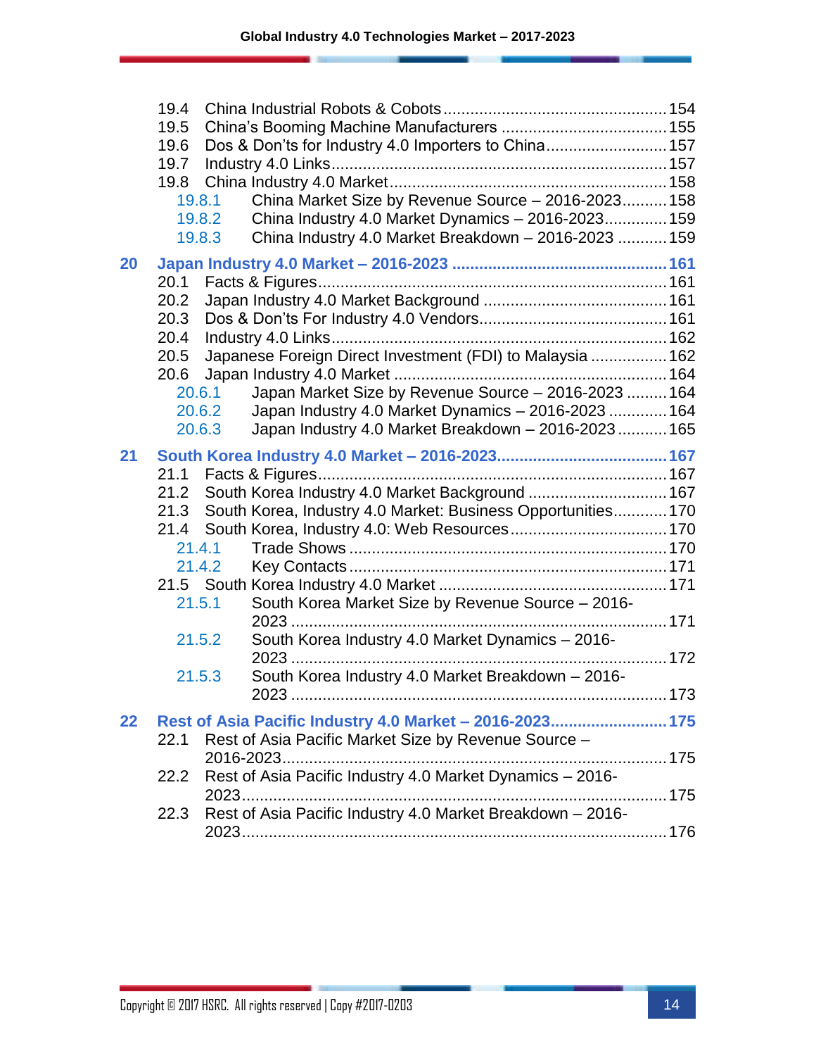19.4 China Industrial Robots & Cobots .......... 154
19.5 China's Booming Machine Manufacturers .......... 155
19.6 Dos & Don'ts for Industry 4.0 Importers to China .......... 157
19.7 Industry 4.0 Links .......... 157
19.8 China Industry 4.0 Market .......... 158
    19.8.1 China Market Size by Revenue Source – 2016-2023 .......... 158
    19.8.2 China Industry 4.0 Market Dynamics – 2016-2023 .......... 159
    19.8.3 China Industry 4.0 Market Breakdown – 2016-2023 .......... 159

**20 Japan Industry 4.0 Market – 2016-2023 .......... 161**

20.1 Facts & Figures .......... 161
20.2 Japan Industry 4.0 Market Background .......... 161
20.3 Dos & Don'ts For Industry 4.0 Vendors .......... 161
20.4 Industry 4.0 Links .......... 162
20.5 Japanese Foreign Direct Investment (FDI) to Malaysia .......... 162
20.6 Japan Industry 4.0 Market .......... 164
    20.6.1 Japan Market Size by Revenue Source – 2016-2023 .......... 164
    20.6.2 Japan Industry 4.0 Market Dynamics – 2016-2023 .......... 164
    20.6.3 Japan Industry 4.0 Market Breakdown – 2016-2023 .......... 165

**21 South Korea Industry 4.0 Market – 2016-2023 .......... 167**

21.1 Facts & Figures .......... 167
21.2 South Korea Industry 4.0 Market Background .......... 167
21.3 South Korea, Industry 4.0 Market: Business Opportunities .......... 170
21.4 South Korea, Industry 4.0: Web Resources .......... 170
    21.4.1 Trade Shows .......... 170
    21.4.2 Key Contacts .......... 171
21.5 South Korea Industry 4.0 Market .......... 171
    21.5.1 South Korea Market Size by Revenue Source – 2016-2023 .......... 171
    21.5.2 South Korea Industry 4.0 Market Dynamics – 2016-2023 .......... 172
    21.5.3 South Korea Industry 4.0 Market Breakdown – 2016-2023 .......... 173

**22 Rest of Asia Pacific Industry 4.0 Market – 2016-2023 .......... 175**

22.1 Rest of Asia Pacific Market Size by Revenue Source – 2016-2023 .......... 175
22.2 Rest of Asia Pacific Industry 4.0 Market Dynamics – 2016-2023 .......... 175
22.3 Rest of Asia Pacific Industry 4.0 Market Breakdown – 2016-2023 .......... 176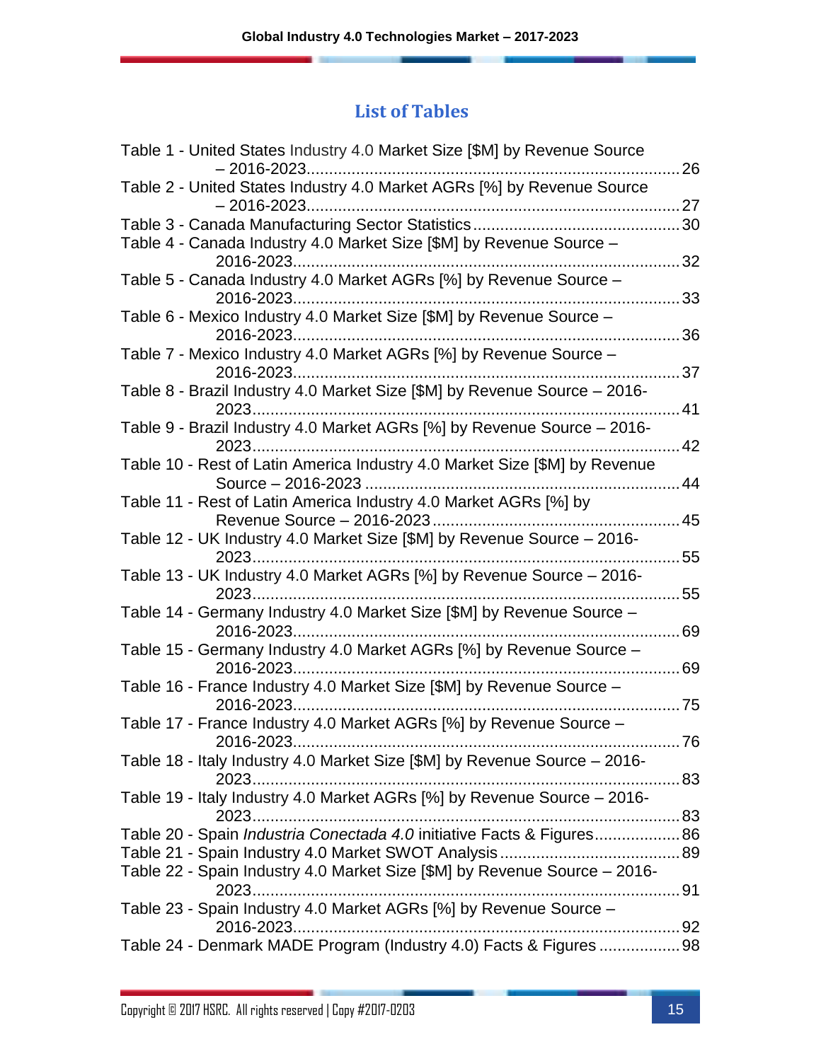## List of Tables

Table 1 - United States Industry 4.0 Market Size [$M] by Revenue Source – 2016-2023 .......... 26
Table 2 - United States Industry 4.0 Market AGRs [%] by Revenue Source – 2016-2023 .......... 27
Table 3 - Canada Manufacturing Sector Statistics .......... 30
Table 4 - Canada Industry 4.0 Market Size [$M] by Revenue Source – 2016-2023 .......... 32
Table 5 - Canada Industry 4.0 Market AGRs [%] by Revenue Source – 2016-2023 .......... 33
Table 6 - Mexico Industry 4.0 Market Size [$M] by Revenue Source – 2016-2023 .......... 36
Table 7 - Mexico Industry 4.0 Market AGRs [%] by Revenue Source – 2016-2023 .......... 37
Table 8 - Brazil Industry 4.0 Market Size [$M] by Revenue Source – 2016-2023 .......... 41
Table 9 - Brazil Industry 4.0 Market AGRs [%] by Revenue Source – 2016-2023 .......... 42
Table 10 - Rest of Latin America Industry 4.0 Market Size [$M] by Revenue Source – 2016-2023 .......... 44
Table 11 - Rest of Latin America Industry 4.0 Market AGRs [%] by Revenue Source – 2016-2023 .......... 45
Table 12 - UK Industry 4.0 Market Size [$M] by Revenue Source – 2016-2023 .......... 55
Table 13 - UK Industry 4.0 Market AGRs [%] by Revenue Source – 2016-2023 .......... 55
Table 14 - Germany Industry 4.0 Market Size [$M] by Revenue Source – 2016-2023 .......... 69
Table 15 - Germany Industry 4.0 Market AGRs [%] by Revenue Source – 2016-2023 .......... 69
Table 16 - France Industry 4.0 Market Size [$M] by Revenue Source – 2016-2023 .......... 75
Table 17 - France Industry 4.0 Market AGRs [%] by Revenue Source – 2016-2023 .......... 76
Table 18 - Italy Industry 4.0 Market Size [$M] by Revenue Source – 2016-2023 .......... 83
Table 19 - Italy Industry 4.0 Market AGRs [%] by Revenue Source – 2016-2023 .......... 83
Table 20 - Spain *Industria Conectada 4.0* initiative Facts & Figures .......... 86
Table 21 - Spain Industry 4.0 Market SWOT Analysis .......... 89
Table 22 - Spain Industry 4.0 Market Size [$M] by Revenue Source – 2016-2023 .......... 91
Table 23 - Spain Industry 4.0 Market AGRs [%] by Revenue Source – 2016-2023 .......... 92
Table 24 - Denmark MADE Program (Industry 4.0) Facts & Figures .......... 98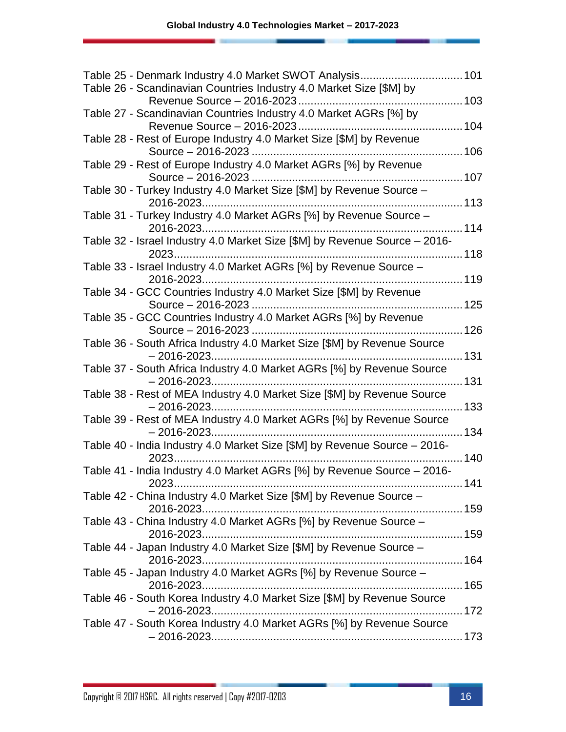Table 25 - Denmark Industry 4.0 Market SWOT Analysis ................................ 101

Table 26 - Scandinavian Countries Industry 4.0 Market Size [$M] by Revenue Source – 2016-2023 ................................ 103

Table 27 - Scandinavian Countries Industry 4.0 Market AGRs [%] by Revenue Source – 2016-2023 ................................ 104

Table 28 - Rest of Europe Industry 4.0 Market Size [$M] by Revenue Source – 2016-2023 ................................ 106

Table 29 - Rest of Europe Industry 4.0 Market AGRs [%] by Revenue Source – 2016-2023 ................................ 107

Table 30 - Turkey Industry 4.0 Market Size [$M] by Revenue Source – 2016-2023 ................................ 113

Table 31 - Turkey Industry 4.0 Market AGRs [%] by Revenue Source – 2016-2023 ................................ 114

Table 32 - Israel Industry 4.0 Market Size [$M] by Revenue Source – 2016-2023 ................................ 118

Table 33 - Israel Industry 4.0 Market AGRs [%] by Revenue Source – 2016-2023 ................................ 119

Table 34 - GCC Countries Industry 4.0 Market Size [$M] by Revenue Source – 2016-2023 ................................ 125

Table 35 - GCC Countries Industry 4.0 Market AGRs [%] by Revenue Source – 2016-2023 ................................ 126

Table 36 - South Africa Industry 4.0 Market Size [$M] by Revenue Source – 2016-2023 ................................ 131

Table 37 - South Africa Industry 4.0 Market AGRs [%] by Revenue Source – 2016-2023 ................................ 131

Table 38 - Rest of MEA Industry 4.0 Market Size [$M] by Revenue Source – 2016-2023 ................................ 133

Table 39 - Rest of MEA Industry 4.0 Market AGRs [%] by Revenue Source – 2016-2023 ................................ 134

Table 40 - India Industry 4.0 Market Size [$M] by Revenue Source – 2016-2023 ................................ 140

Table 41 - India Industry 4.0 Market AGRs [%] by Revenue Source – 2016-2023 ................................ 141

Table 42 - China Industry 4.0 Market Size [$M] by Revenue Source – 2016-2023 ................................ 159

Table 43 - China Industry 4.0 Market AGRs [%] by Revenue Source – 2016-2023 ................................ 159

Table 44 - Japan Industry 4.0 Market Size [$M] by Revenue Source – 2016-2023 ................................ 164

Table 45 - Japan Industry 4.0 Market AGRs [%] by Revenue Source – 2016-2023 ................................ 165

Table 46 - South Korea Industry 4.0 Market Size [$M] by Revenue Source – 2016-2023 ................................ 172

Table 47 - South Korea Industry 4.0 Market AGRs [%] by Revenue Source – 2016-2023 ................................ 173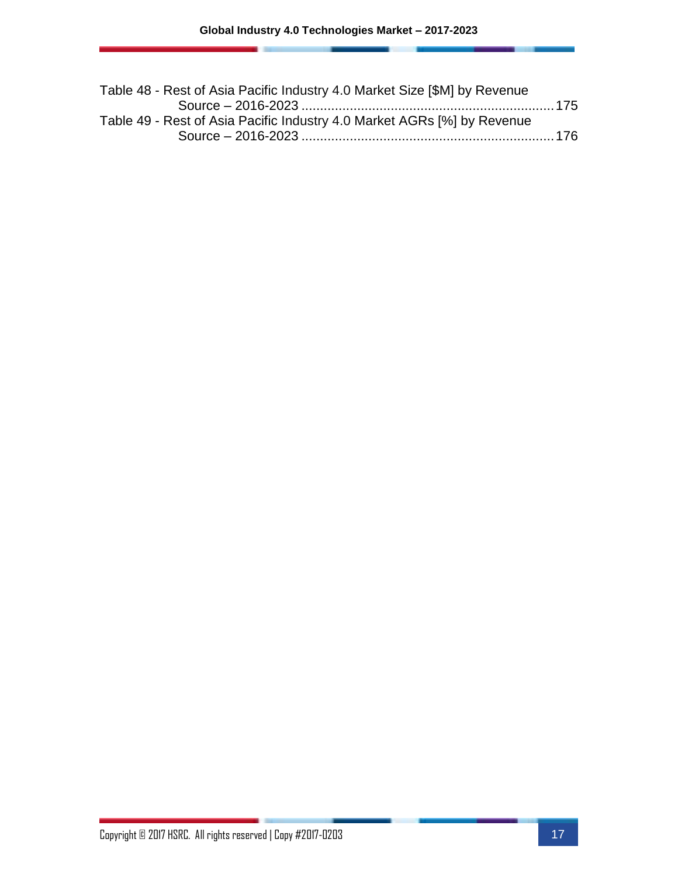Table 48 - Rest of Asia Pacific Industry 4.0 Market Size [$M] by Revenue Source – 2016-2023 .................................................................... 175

Table 49 - Rest of Asia Pacific Industry 4.0 Market AGRs [%] by Revenue Source – 2016-2023 .................................................................... 176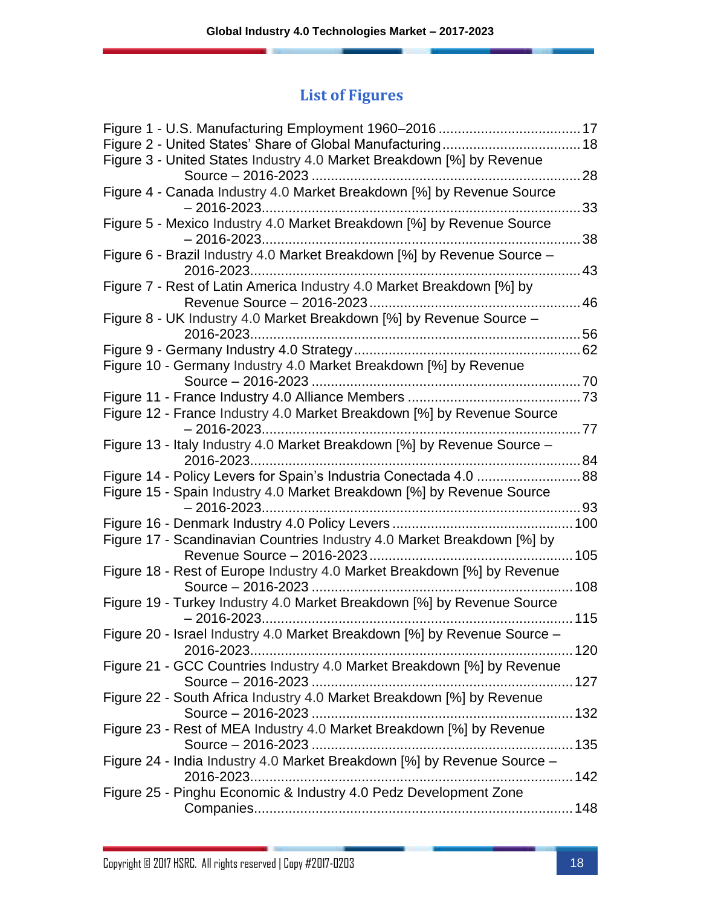## List of Figures

Figure 1 - U.S. Manufacturing Employment 1960–2016 .................................... 17
Figure 2 - United States' Share of Global Manufacturing................................... 18
Figure 3 - United States Industry 4.0 Market Breakdown [%] by Revenue Source – 2016-2023 ..................................................................... 28
Figure 4 - Canada Industry 4.0 Market Breakdown [%] by Revenue Source – 2016-2023................................................................................. 33
Figure 5 - Mexico Industry 4.0 Market Breakdown [%] by Revenue Source – 2016-2023................................................................................. 38
Figure 6 - Brazil Industry 4.0 Market Breakdown [%] by Revenue Source – 2016-2023..................................................................................... 43
Figure 7 - Rest of Latin America Industry 4.0 Market Breakdown [%] by Revenue Source – 2016-2023...................................................... 46
Figure 8 - UK Industry 4.0 Market Breakdown [%] by Revenue Source – 2016-2023..................................................................................... 56
Figure 9 - Germany Industry 4.0 Strategy.......................................................... 62
Figure 10 - Germany Industry 4.0 Market Breakdown [%] by Revenue Source – 2016-2023 ..................................................................... 70
Figure 11 - France Industry 4.0 Alliance Members ............................................ 73
Figure 12 - France Industry 4.0 Market Breakdown [%] by Revenue Source – 2016-2023................................................................................. 77
Figure 13 - Italy Industry 4.0 Market Breakdown [%] by Revenue Source – 2016-2023..................................................................................... 84
Figure 14 - Policy Levers for Spain's Industria Conectada 4.0 .......................... 88
Figure 15 - Spain Industry 4.0 Market Breakdown [%] by Revenue Source – 2016-2023................................................................................. 93
Figure 16 - Denmark Industry 4.0 Policy Levers .............................................. 100
Figure 17 - Scandinavian Countries Industry 4.0 Market Breakdown [%] by Revenue Source – 2016-2023.................................................... 105
Figure 18 - Rest of Europe Industry 4.0 Market Breakdown [%] by Revenue Source – 2016-2023 ................................................................... 108
Figure 19 - Turkey Industry 4.0 Market Breakdown [%] by Revenue Source – 2016-2023................................................................................ 115
Figure 20 - Israel Industry 4.0 Market Breakdown [%] by Revenue Source – 2016-2023................................................................................... 120
Figure 21 - GCC Countries Industry 4.0 Market Breakdown [%] by Revenue Source – 2016-2023 ................................................................... 127
Figure 22 - South Africa Industry 4.0 Market Breakdown [%] by Revenue Source – 2016-2023 ................................................................... 132
Figure 23 - Rest of MEA Industry 4.0 Market Breakdown [%] by Revenue Source – 2016-2023 ................................................................... 135
Figure 24 - India Industry 4.0 Market Breakdown [%] by Revenue Source – 2016-2023................................................................................... 142
Figure 25 - Pinghu Economic & Industry 4.0 Pedz Development Zone Companies.................................................................................. 148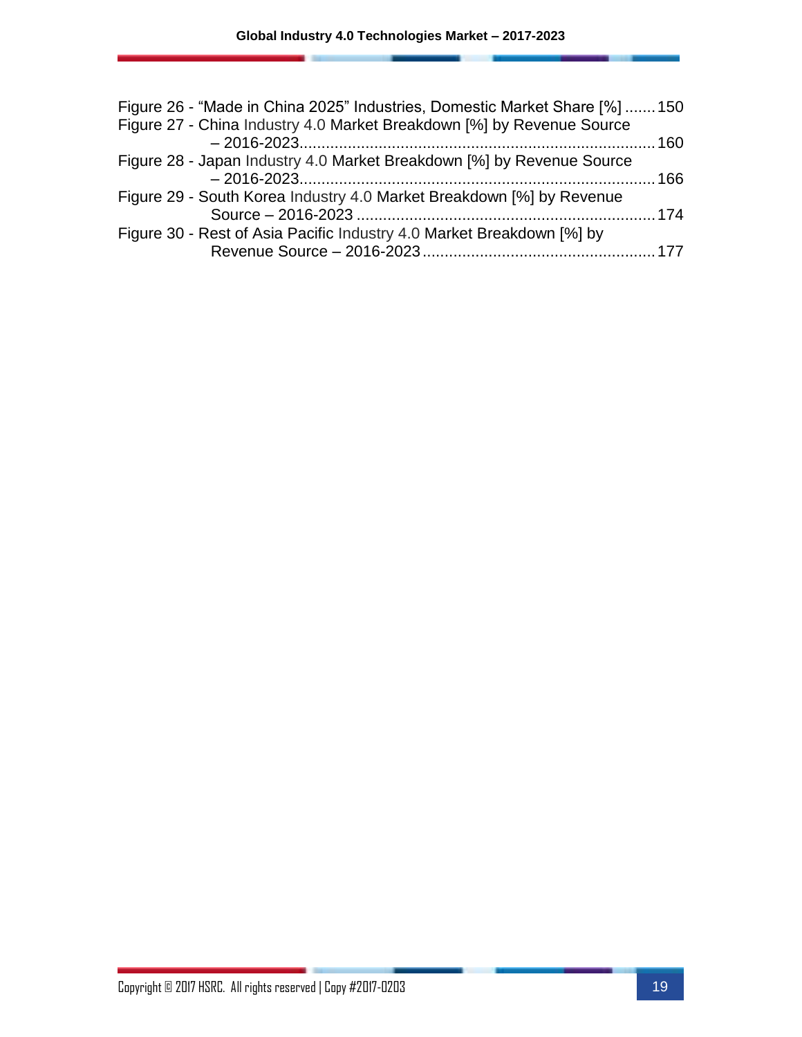Figure 26 - "Made in China 2025" Industries, Domestic Market Share [%] ....... 150

Figure 27 - China Industry 4.0 Market Breakdown [%] by Revenue Source – 2016-2023 ....... 160

Figure 28 - Japan Industry 4.0 Market Breakdown [%] by Revenue Source – 2016-2023 ....... 166

Figure 29 - South Korea Industry 4.0 Market Breakdown [%] by Revenue Source – 2016-2023 ....... 174

Figure 30 - Rest of Asia Pacific Industry 4.0 Market Breakdown [%] by Revenue Source – 2016-2023 ....... 177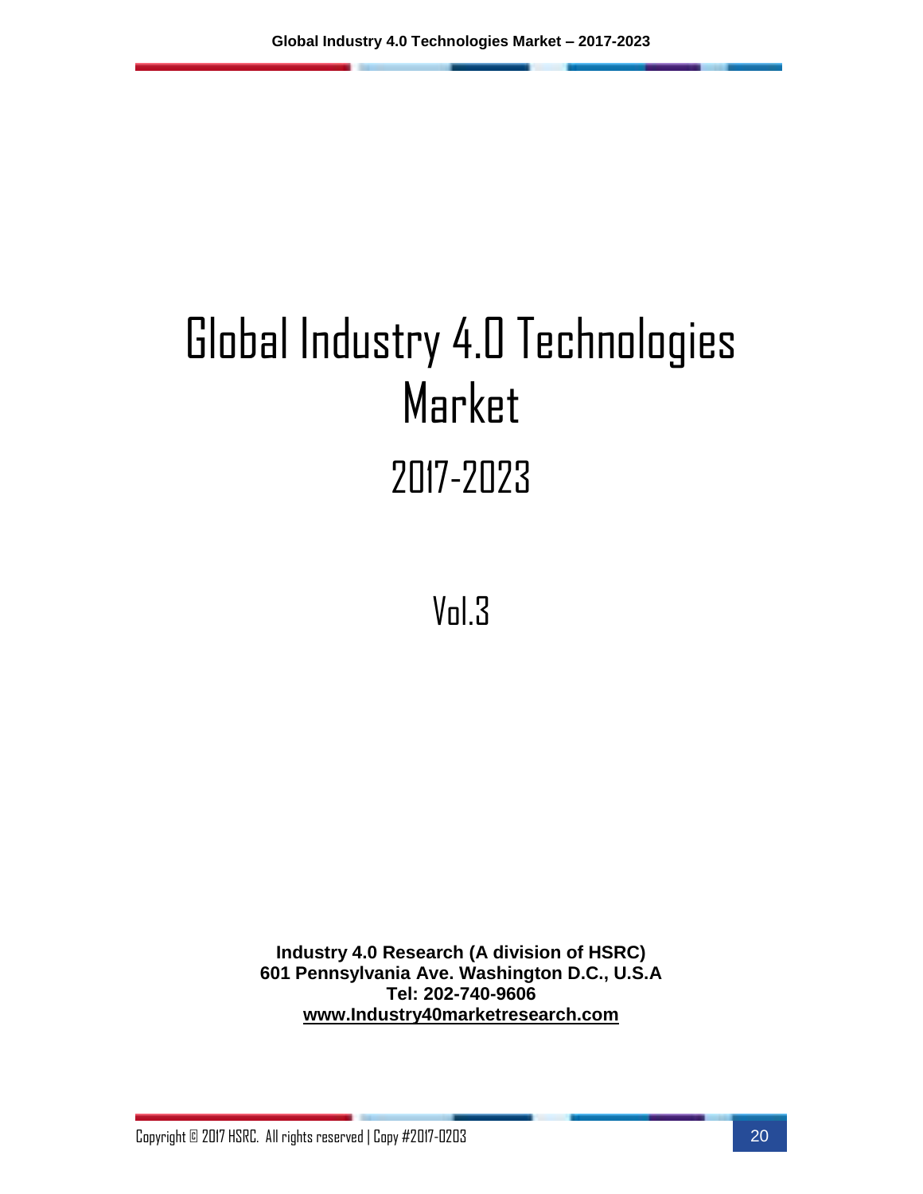# Global Industry 4.0 Technologies Market

## 2017-2023

## Vol.3

**Industry 4.0 Research (A division of HSRC)**
**601 Pennsylvania Ave. Washington D.C., U.S.A**
**Tel: 202-740-9606**
**www.Industry40marketresearch.com**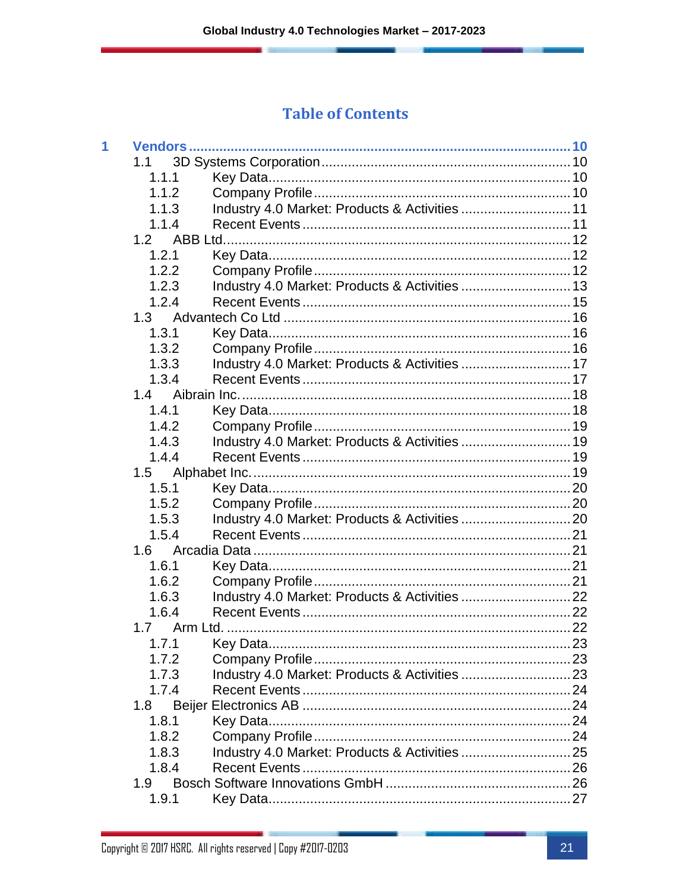# Table of Contents

- **1 Vendors** ..... 10
  - 1.1 3D Systems Corporation ..... 10
    - 1.1.1 Key Data ..... 10
    - 1.1.2 Company Profile ..... 10
    - 1.1.3 Industry 4.0 Market: Products & Activities ..... 11
    - 1.1.4 Recent Events ..... 11
  - 1.2 ABB Ltd ..... 12
    - 1.2.1 Key Data ..... 12
    - 1.2.2 Company Profile ..... 12
    - 1.2.3 Industry 4.0 Market: Products & Activities ..... 13
    - 1.2.4 Recent Events ..... 15
  - 1.3 Advantech Co Ltd ..... 16
    - 1.3.1 Key Data ..... 16
    - 1.3.2 Company Profile ..... 16
    - 1.3.3 Industry 4.0 Market: Products & Activities ..... 17
    - 1.3.4 Recent Events ..... 17
  - 1.4 Aibrain Inc. ..... 18
    - 1.4.1 Key Data ..... 18
    - 1.4.2 Company Profile ..... 19
    - 1.4.3 Industry 4.0 Market: Products & Activities ..... 19
    - 1.4.4 Recent Events ..... 19
  - 1.5 Alphabet Inc. ..... 19
    - 1.5.1 Key Data ..... 20
    - 1.5.2 Company Profile ..... 20
    - 1.5.3 Industry 4.0 Market: Products & Activities ..... 20
    - 1.5.4 Recent Events ..... 21
  - 1.6 Arcadia Data ..... 21
    - 1.6.1 Key Data ..... 21
    - 1.6.2 Company Profile ..... 21
    - 1.6.3 Industry 4.0 Market: Products & Activities ..... 22
    - 1.6.4 Recent Events ..... 22
  - 1.7 Arm Ltd. ..... 22
    - 1.7.1 Key Data ..... 23
    - 1.7.2 Company Profile ..... 23
    - 1.7.3 Industry 4.0 Market: Products & Activities ..... 23
    - 1.7.4 Recent Events ..... 24
  - 1.8 Beijer Electronics AB ..... 24
    - 1.8.1 Key Data ..... 24
    - 1.8.2 Company Profile ..... 24
    - 1.8.3 Industry 4.0 Market: Products & Activities ..... 25
    - 1.8.4 Recent Events ..... 26
  - 1.9 Bosch Software Innovations GmbH ..... 26
    - 1.9.1 Key Data ..... 27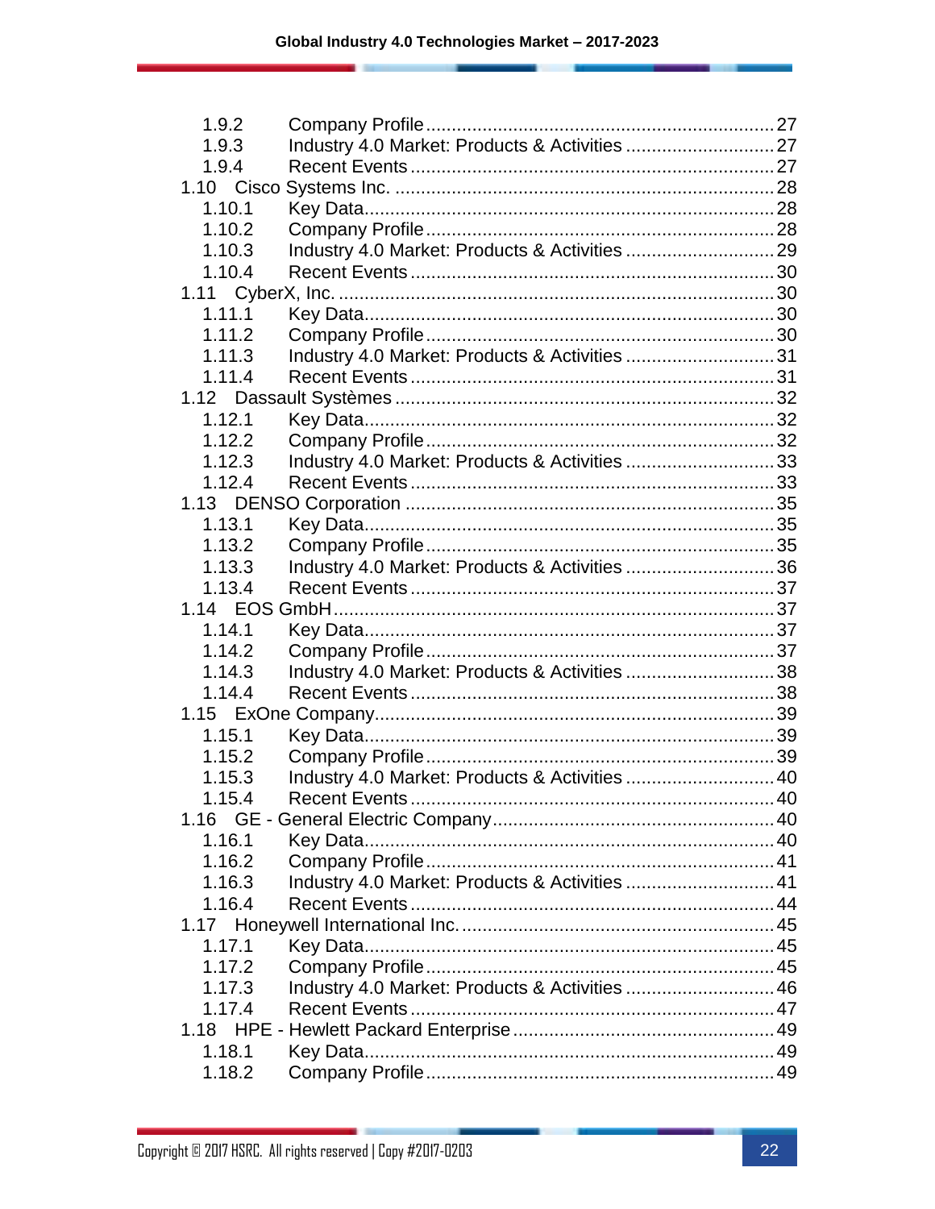1.9.2 Company Profile ..... 27
1.9.3 Industry 4.0 Market: Products & Activities ..... 27
1.9.4 Recent Events ..... 27

1.10 Cisco Systems Inc. ..... 28
1.10.1 Key Data ..... 28
1.10.2 Company Profile ..... 28
1.10.3 Industry 4.0 Market: Products & Activities ..... 29
1.10.4 Recent Events ..... 30

1.11 CyberX, Inc. ..... 30
1.11.1 Key Data ..... 30
1.11.2 Company Profile ..... 30
1.11.3 Industry 4.0 Market: Products & Activities ..... 31
1.11.4 Recent Events ..... 31

1.12 Dassault Systèmes ..... 32
1.12.1 Key Data ..... 32
1.12.2 Company Profile ..... 32
1.12.3 Industry 4.0 Market: Products & Activities ..... 33
1.12.4 Recent Events ..... 33

1.13 DENSO Corporation ..... 35
1.13.1 Key Data ..... 35
1.13.2 Company Profile ..... 35
1.13.3 Industry 4.0 Market: Products & Activities ..... 36
1.13.4 Recent Events ..... 37

1.14 EOS GmbH ..... 37
1.14.1 Key Data ..... 37
1.14.2 Company Profile ..... 37
1.14.3 Industry 4.0 Market: Products & Activities ..... 38
1.14.4 Recent Events ..... 38

1.15 ExOne Company ..... 39
1.15.1 Key Data ..... 39
1.15.2 Company Profile ..... 39
1.15.3 Industry 4.0 Market: Products & Activities ..... 40
1.15.4 Recent Events ..... 40

1.16 GE - General Electric Company ..... 40
1.16.1 Key Data ..... 40
1.16.2 Company Profile ..... 41
1.16.3 Industry 4.0 Market: Products & Activities ..... 41
1.16.4 Recent Events ..... 44

1.17 Honeywell International Inc. ..... 45
1.17.1 Key Data ..... 45
1.17.2 Company Profile ..... 45
1.17.3 Industry 4.0 Market: Products & Activities ..... 46
1.17.4 Recent Events ..... 47

1.18 HPE - Hewlett Packard Enterprise ..... 49
1.18.1 Key Data ..... 49
1.18.2 Company Profile ..... 49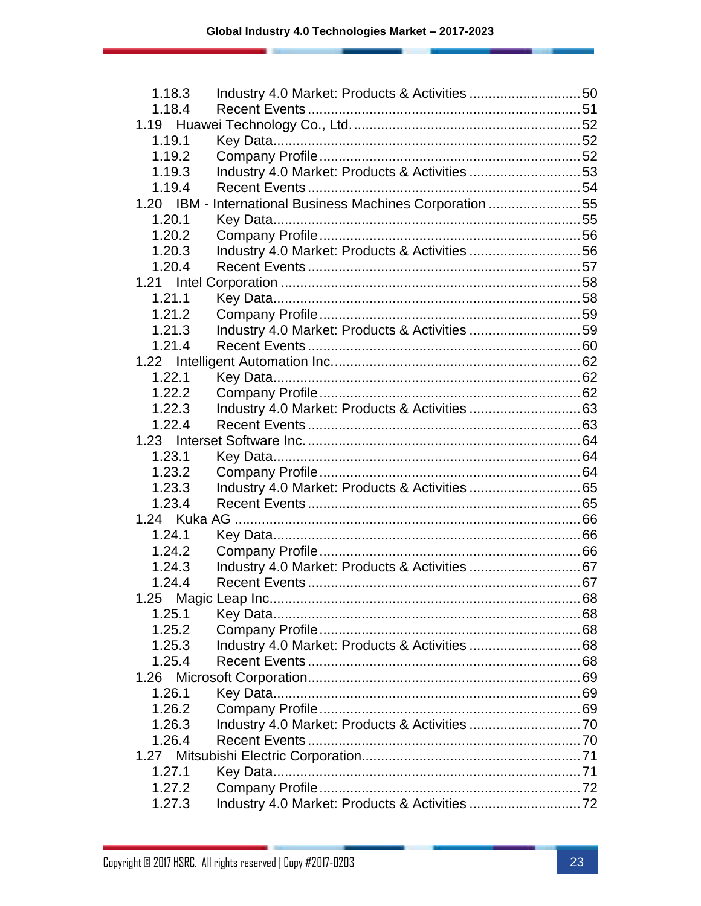1.18.3 Industry 4.0 Market: Products & Activities ............................ 50
1.18.4 Recent Events ..................................................................... 51
1.19 Huawei Technology Co., Ltd. ........................................................ 52
1.19.1 Key Data .............................................................................. 52
1.19.2 Company Profile .................................................................. 52
1.19.3 Industry 4.0 Market: Products & Activities ............................ 53
1.19.4 Recent Events ..................................................................... 54
1.20 IBM - International Business Machines Corporation ........................ 55
1.20.1 Key Data .............................................................................. 55
1.20.2 Company Profile .................................................................. 56
1.20.3 Industry 4.0 Market: Products & Activities ............................ 56
1.20.4 Recent Events ..................................................................... 57
1.21 Intel Corporation ........................................................................... 58
1.21.1 Key Data .............................................................................. 58
1.21.2 Company Profile .................................................................. 59
1.21.3 Industry 4.0 Market: Products & Activities ............................ 59
1.21.4 Recent Events ..................................................................... 60
1.22 Intelligent Automation Inc. .............................................................. 62
1.22.1 Key Data .............................................................................. 62
1.22.2 Company Profile .................................................................. 62
1.22.3 Industry 4.0 Market: Products & Activities ............................ 63
1.22.4 Recent Events ..................................................................... 63
1.23 Interset Software Inc. .................................................................... 64
1.23.1 Key Data .............................................................................. 64
1.23.2 Company Profile .................................................................. 64
1.23.3 Industry 4.0 Market: Products & Activities ............................ 65
1.23.4 Recent Events ..................................................................... 65
1.24 Kuka AG ....................................................................................... 66
1.24.1 Key Data .............................................................................. 66
1.24.2 Company Profile .................................................................. 66
1.24.3 Industry 4.0 Market: Products & Activities ............................ 67
1.24.4 Recent Events ..................................................................... 67
1.25 Magic Leap Inc. .............................................................................. 68
1.25.1 Key Data .............................................................................. 68
1.25.2 Company Profile .................................................................. 68
1.25.3 Industry 4.0 Market: Products & Activities ............................ 68
1.25.4 Recent Events ..................................................................... 68
1.26 Microsoft Corporation .................................................................... 69
1.26.1 Key Data .............................................................................. 69
1.26.2 Company Profile .................................................................. 69
1.26.3 Industry 4.0 Market: Products & Activities ............................ 70
1.26.4 Recent Events ..................................................................... 70
1.27 Mitsubishi Electric Corporation ....................................................... 71
1.27.1 Key Data .............................................................................. 71
1.27.2 Company Profile .................................................................. 72
1.27.3 Industry 4.0 Market: Products & Activities ............................ 72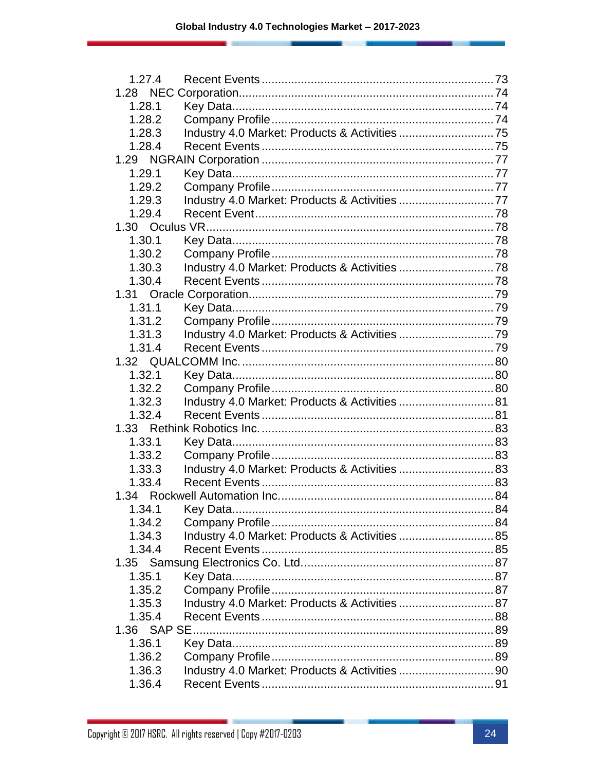1.27.4 Recent Events ..... 73
1.28 NEC Corporation ..... 74
1.28.1 Key Data ..... 74
1.28.2 Company Profile ..... 74
1.28.3 Industry 4.0 Market: Products & Activities ..... 75
1.28.4 Recent Events ..... 75
1.29 NGRAIN Corporation ..... 77
1.29.1 Key Data ..... 77
1.29.2 Company Profile ..... 77
1.29.3 Industry 4.0 Market: Products & Activities ..... 77
1.29.4 Recent Event ..... 78
1.30 Oculus VR ..... 78
1.30.1 Key Data ..... 78
1.30.2 Company Profile ..... 78
1.30.3 Industry 4.0 Market: Products & Activities ..... 78
1.30.4 Recent Events ..... 78
1.31 Oracle Corporation ..... 79
1.31.1 Key Data ..... 79
1.31.2 Company Profile ..... 79
1.31.3 Industry 4.0 Market: Products & Activities ..... 79
1.31.4 Recent Events ..... 79
1.32 QUALCOMM Inc. ..... 80
1.32.1 Key Data ..... 80
1.32.2 Company Profile ..... 80
1.32.3 Industry 4.0 Market: Products & Activities ..... 81
1.32.4 Recent Events ..... 81
1.33 Rethink Robotics Inc. ..... 83
1.33.1 Key Data ..... 83
1.33.2 Company Profile ..... 83
1.33.3 Industry 4.0 Market: Products & Activities ..... 83
1.33.4 Recent Events ..... 83
1.34 Rockwell Automation Inc. ..... 84
1.34.1 Key Data ..... 84
1.34.2 Company Profile ..... 84
1.34.3 Industry 4.0 Market: Products & Activities ..... 85
1.34.4 Recent Events ..... 85
1.35 Samsung Electronics Co. Ltd. ..... 87
1.35.1 Key Data ..... 87
1.35.2 Company Profile ..... 87
1.35.3 Industry 4.0 Market: Products & Activities ..... 87
1.35.4 Recent Events ..... 88
1.36 SAP SE ..... 89
1.36.1 Key Data ..... 89
1.36.2 Company Profile ..... 89
1.36.3 Industry 4.0 Market: Products & Activities ..... 90
1.36.4 Recent Events ..... 91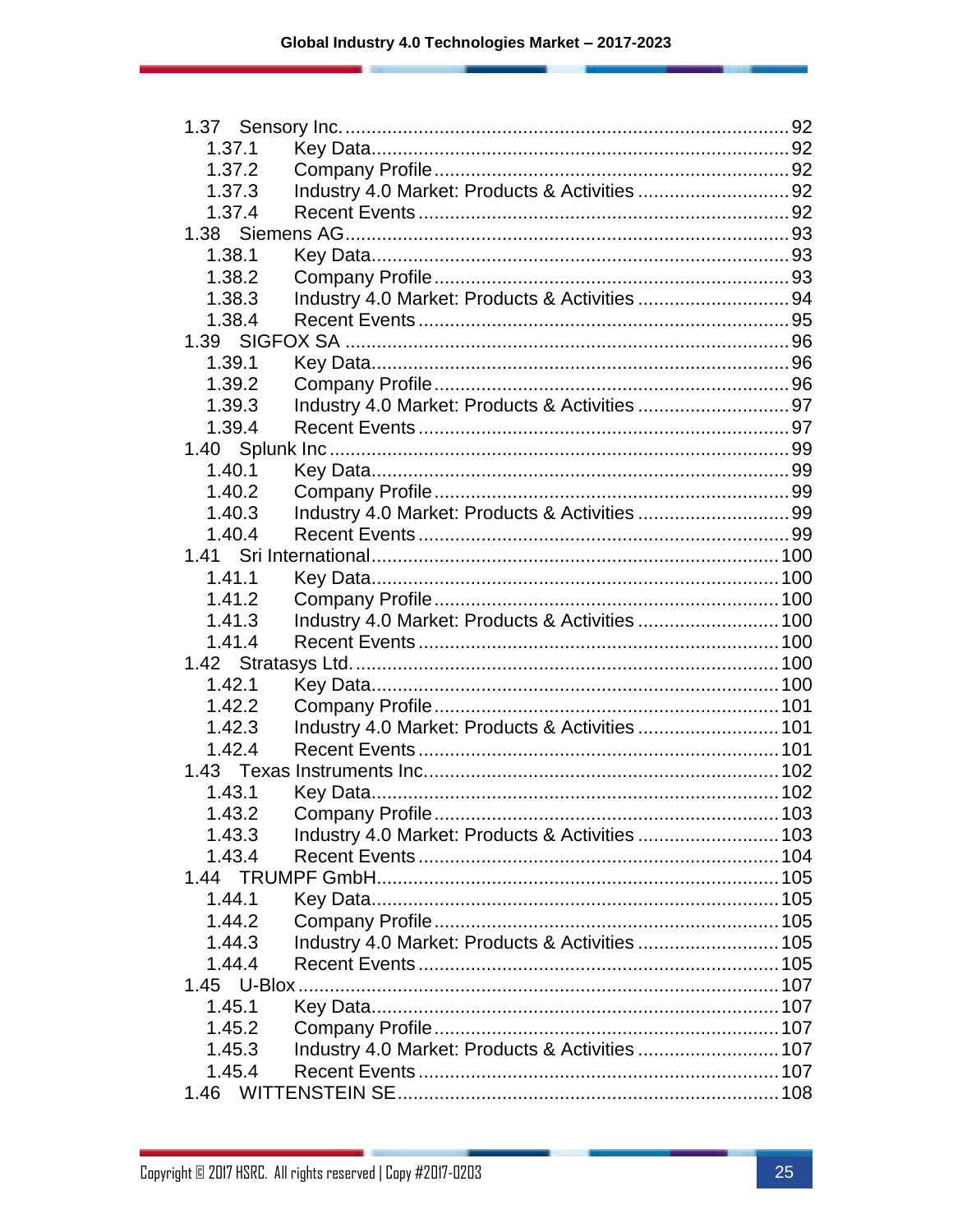1.37 Sensory Inc. .......... 92
- 1.37.1 Key Data .......... 92
- 1.37.2 Company Profile .......... 92
- 1.37.3 Industry 4.0 Market: Products & Activities .......... 92
- 1.37.4 Recent Events .......... 92

1.38 Siemens AG .......... 93
- 1.38.1 Key Data .......... 93
- 1.38.2 Company Profile .......... 93
- 1.38.3 Industry 4.0 Market: Products & Activities .......... 94
- 1.38.4 Recent Events .......... 95

1.39 SIGFOX SA .......... 96
- 1.39.1 Key Data .......... 96
- 1.39.2 Company Profile .......... 96
- 1.39.3 Industry 4.0 Market: Products & Activities .......... 97
- 1.39.4 Recent Events .......... 97

1.40 Splunk Inc .......... 99
- 1.40.1 Key Data .......... 99
- 1.40.2 Company Profile .......... 99
- 1.40.3 Industry 4.0 Market: Products & Activities .......... 99
- 1.40.4 Recent Events .......... 99

1.41 Sri International .......... 100
- 1.41.1 Key Data .......... 100
- 1.41.2 Company Profile .......... 100
- 1.41.3 Industry 4.0 Market: Products & Activities .......... 100
- 1.41.4 Recent Events .......... 100

1.42 Stratasys Ltd. .......... 100
- 1.42.1 Key Data .......... 100
- 1.42.2 Company Profile .......... 101
- 1.42.3 Industry 4.0 Market: Products & Activities .......... 101
- 1.42.4 Recent Events .......... 101

1.43 Texas Instruments Inc. .......... 102
- 1.43.1 Key Data .......... 102
- 1.43.2 Company Profile .......... 103
- 1.43.3 Industry 4.0 Market: Products & Activities .......... 103
- 1.43.4 Recent Events .......... 104

1.44 TRUMPF GmbH .......... 105
- 1.44.1 Key Data .......... 105
- 1.44.2 Company Profile .......... 105
- 1.44.3 Industry 4.0 Market: Products & Activities .......... 105
- 1.44.4 Recent Events .......... 105

1.45 U-Blox .......... 107
- 1.45.1 Key Data .......... 107
- 1.45.2 Company Profile .......... 107
- 1.45.3 Industry 4.0 Market: Products & Activities .......... 107
- 1.45.4 Recent Events .......... 107

1.46 WITTENSTEIN SE .......... 108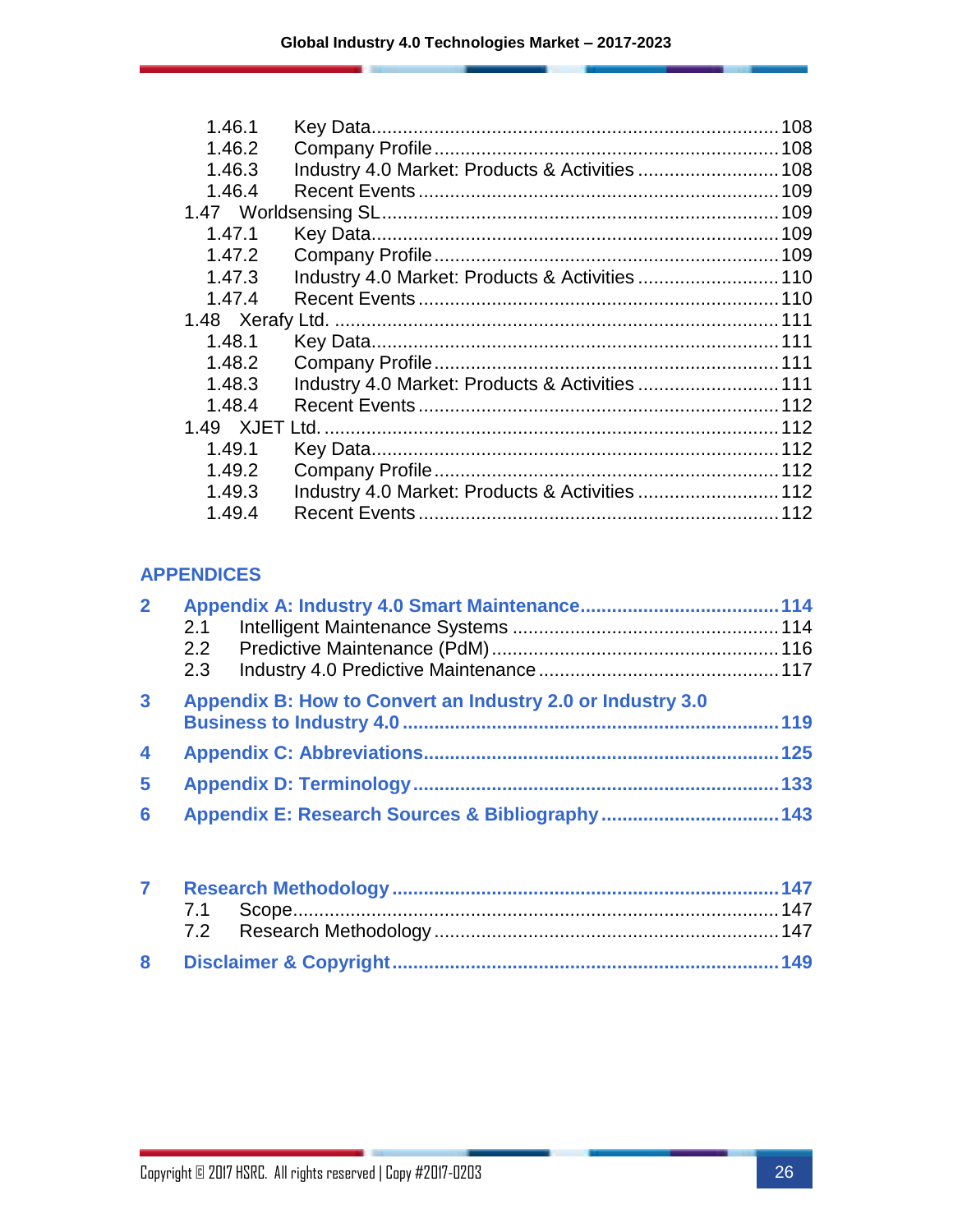- 1.46.1 Key Data ........ 108
- 1.46.2 Company Profile ........ 108
- 1.46.3 Industry 4.0 Market: Products & Activities ........ 108
- 1.46.4 Recent Events ........ 109

- 1.47 Worldsensing SL ........ 109
  - 1.47.1 Key Data ........ 109
  - 1.47.2 Company Profile ........ 109
  - 1.47.3 Industry 4.0 Market: Products & Activities ........ 110
  - 1.47.4 Recent Events ........ 110
- 1.48 Xerafy Ltd. ........ 111
  - 1.48.1 Key Data ........ 111
  - 1.48.2 Company Profile ........ 111
  - 1.48.3 Industry 4.0 Market: Products & Activities ........ 111
  - 1.48.4 Recent Events ........ 112
- 1.49 XJET Ltd. ........ 112
  - 1.49.1 Key Data ........ 112
  - 1.49.2 Company Profile ........ 112
  - 1.49.3 Industry 4.0 Market: Products & Activities ........ 112
  - 1.49.4 Recent Events ........ 112

## APPENDICES

**2 Appendix A: Industry 4.0 Smart Maintenance ........ 114**
- 2.1 Intelligent Maintenance Systems ........ 114
- 2.2 Predictive Maintenance (PdM) ........ 116
- 2.3 Industry 4.0 Predictive Maintenance ........ 117

**3 Appendix B: How to Convert an Industry 2.0 or Industry 3.0 Business to Industry 4.0 ........ 119**

**4 Appendix C: Abbreviations ........ 125**

**5 Appendix D: Terminology ........ 133**

**6 Appendix E: Research Sources & Bibliography ........ 143**

**7 Research Methodology ........ 147**
- 7.1 Scope ........ 147
- 7.2 Research Methodology ........ 147

**8 Disclaimer & Copyright ........ 149**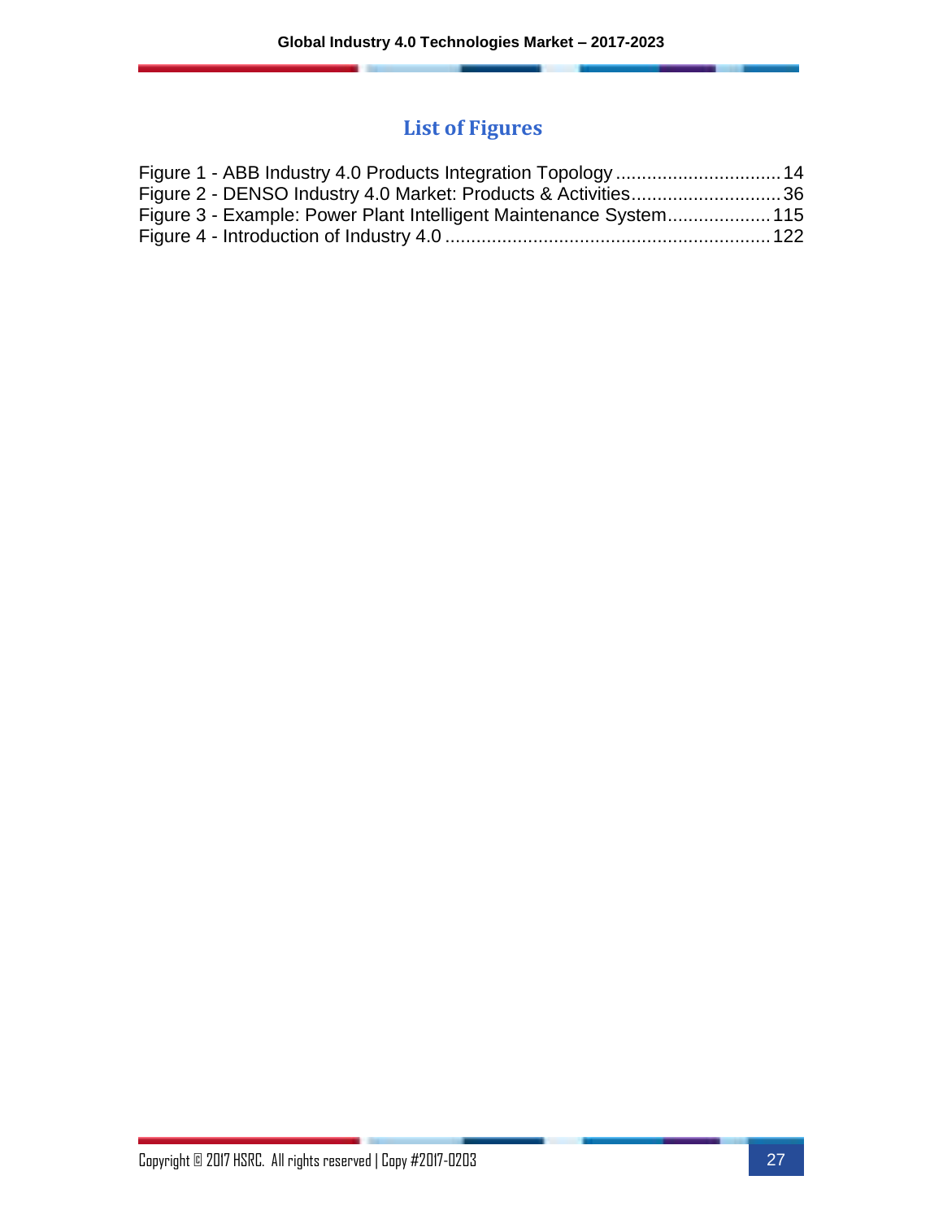## List of Figures

Figure 1 - ABB Industry 4.0 Products Integration Topology ................................ 14
Figure 2 - DENSO Industry 4.0 Market: Products & Activities ............................. 36
Figure 3 - Example: Power Plant Intelligent Maintenance System .................... 115
Figure 4 - Introduction of Industry 4.0 ............................................................... 122